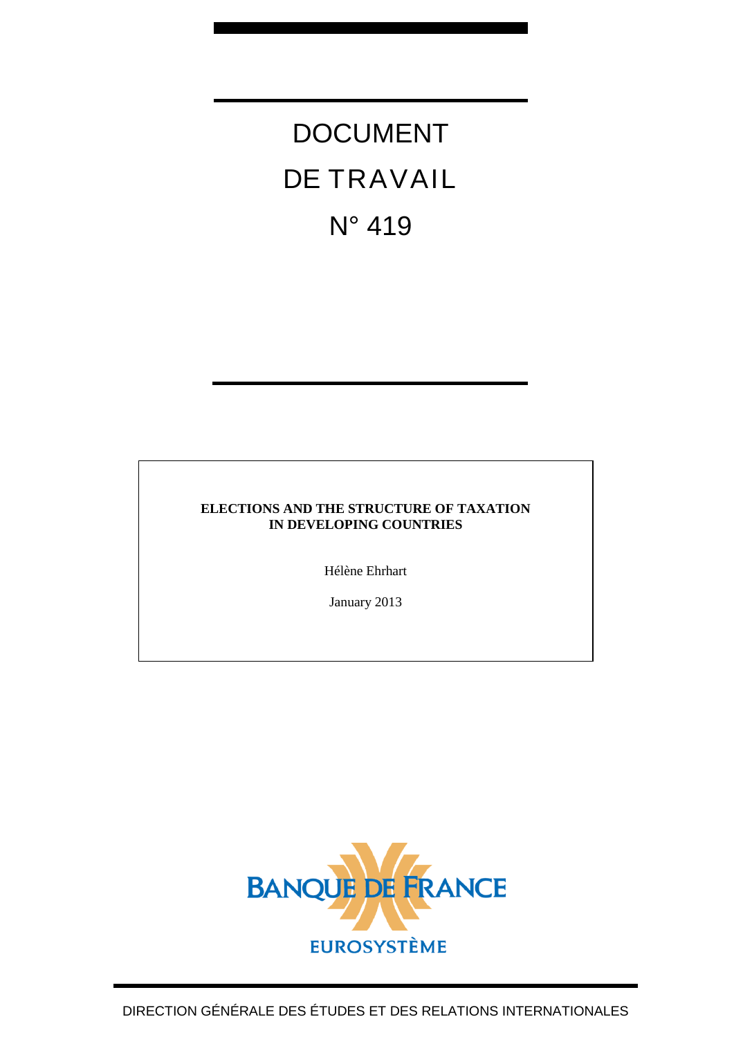# DOCUMENT DE TRAVAIL N° 419

**ELECTIONS AND THE STRUCTURE OF TAXATION IN DEVELOPING COUNTRIES**

Hélène Ehrhart

January 2013

BANQUE DE FRANCE

EUROSYSTÈME

DIRECTION GÉNÉRALE DES ÉTUDES ET DES RELATIONS INTERNATIONALES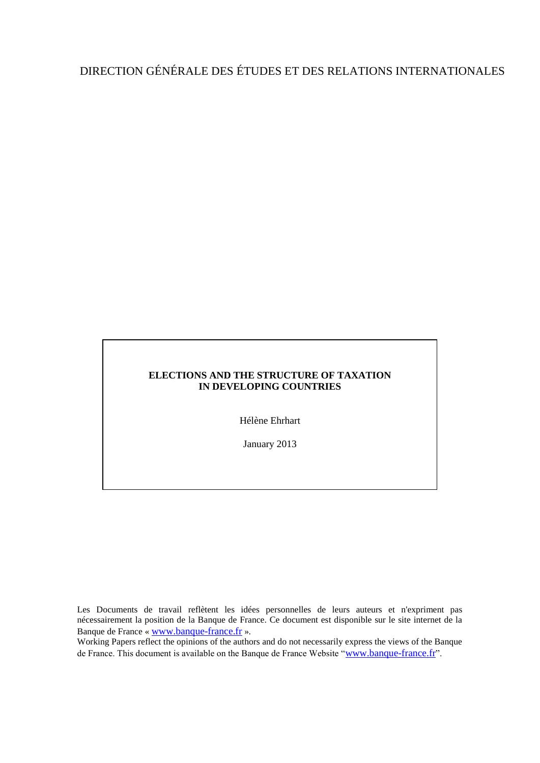DIRECTION GÉNÉRALE DES ÉTUDES ET DES RELATIONS INTERNATIONALES

**ELECTIONS AND THE STRUCTURE OF TAXATION IN DEVELOPING COUNTRIES**

Hélène Ehrhart

January 2013

Les Documents de travail reflètent les idées personnelles de leurs auteurs et n'expriment pas nécessairement la position de la Banque de France. Ce document est disponible sur le site internet de la Banque de France « www.banque-france.fr ».

Working Papers reflect the opinions of the authors and do not necessarily express the views of the Banque de France. This document is available on the Banque de France Website "www.banque-france.fr".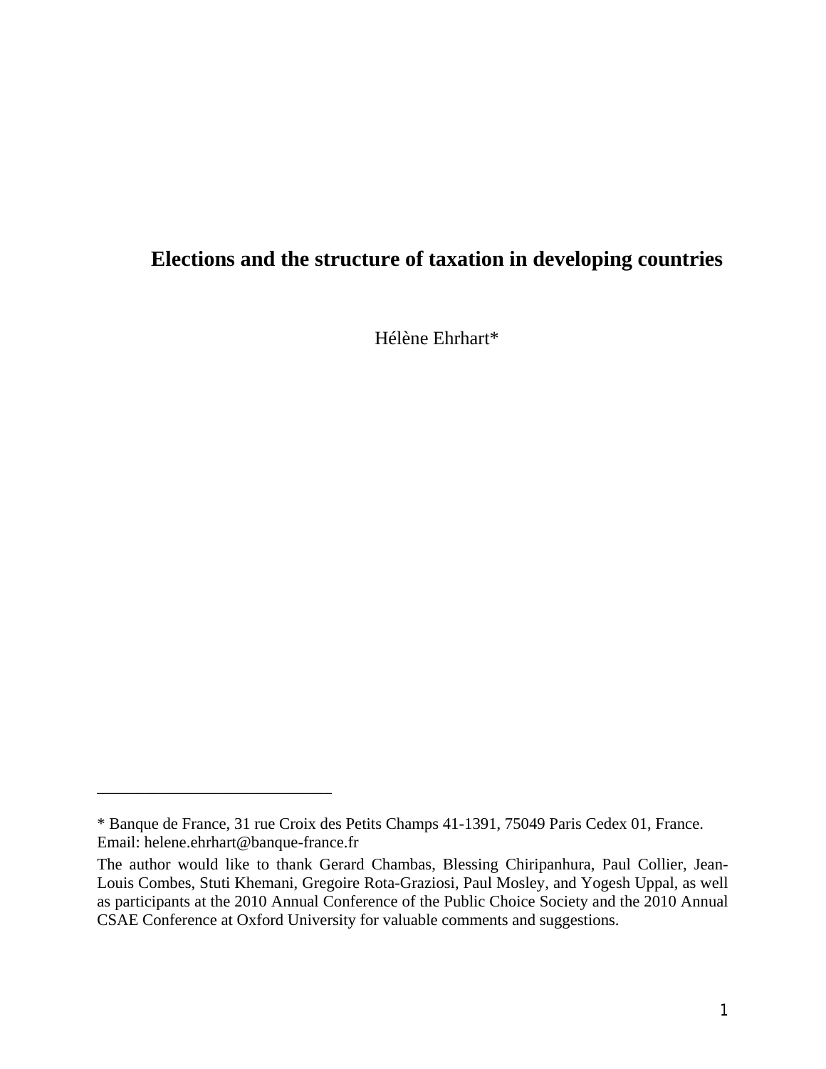# Elections and the structure of taxation in developing countries

Hélène Ehrhart*

---

\* Banque de France, 31 rue Croix des Petits Champs 41-1391, 75049 Paris Cedex 01, France. Email: helene.ehrhart@banque-france.fr

The author would like to thank Gerard Chambas, Blessing Chiripanhura, Paul Collier, Jean-Louis Combes, Stuti Khemani, Gregoire Rota-Graziosi, Paul Mosley, and Yogesh Uppal, as well as participants at the 2010 Annual Conference of the Public Choice Society and the 2010 Annual CSAE Conference at Oxford University for valuable comments and suggestions.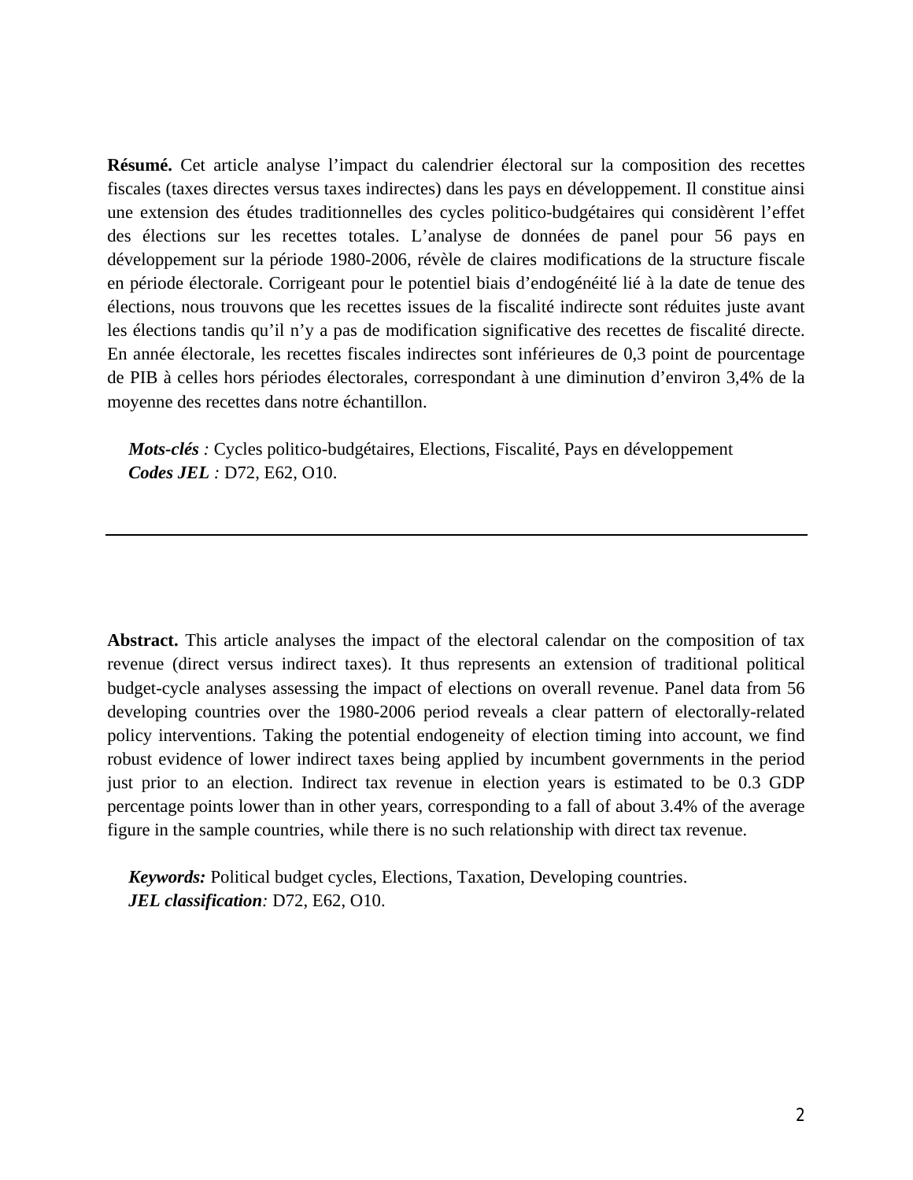**Résumé.** Cet article analyse l'impact du calendrier électoral sur la composition des recettes fiscales (taxes directes versus taxes indirectes) dans les pays en développement. Il constitue ainsi une extension des études traditionnelles des cycles politico-budgétaires qui considèrent l'effet des élections sur les recettes totales. L'analyse de données de panel pour 56 pays en développement sur la période 1980-2006, révèle de claires modifications de la structure fiscale en période électorale. Corrigeant pour le potentiel biais d'endogénéité lié à la date de tenue des élections, nous trouvons que les recettes issues de la fiscalité indirecte sont réduites juste avant les élections tandis qu'il n'y a pas de modification significative des recettes de fiscalité directe. En année électorale, les recettes fiscales indirectes sont inférieures de 0,3 point de pourcentage de PIB à celles hors périodes électorales, correspondant à une diminution d'environ 3,4% de la moyenne des recettes dans notre échantillon.

***Mots-clés*** *:* Cycles politico-budgétaires, Elections, Fiscalité, Pays en développement
***Codes JEL*** *:* D72, E62, O10.

---

**Abstract.** This article analyses the impact of the electoral calendar on the composition of tax revenue (direct versus indirect taxes). It thus represents an extension of traditional political budget-cycle analyses assessing the impact of elections on overall revenue. Panel data from 56 developing countries over the 1980-2006 period reveals a clear pattern of electorally-related policy interventions. Taking the potential endogeneity of election timing into account, we find robust evidence of lower indirect taxes being applied by incumbent governments in the period just prior to an election. Indirect tax revenue in election years is estimated to be 0.3 GDP percentage points lower than in other years, corresponding to a fall of about 3.4% of the average figure in the sample countries, while there is no such relationship with direct tax revenue.

***Keywords:*** Political budget cycles, Elections, Taxation, Developing countries.
***JEL classification****:* D72, E62, O10.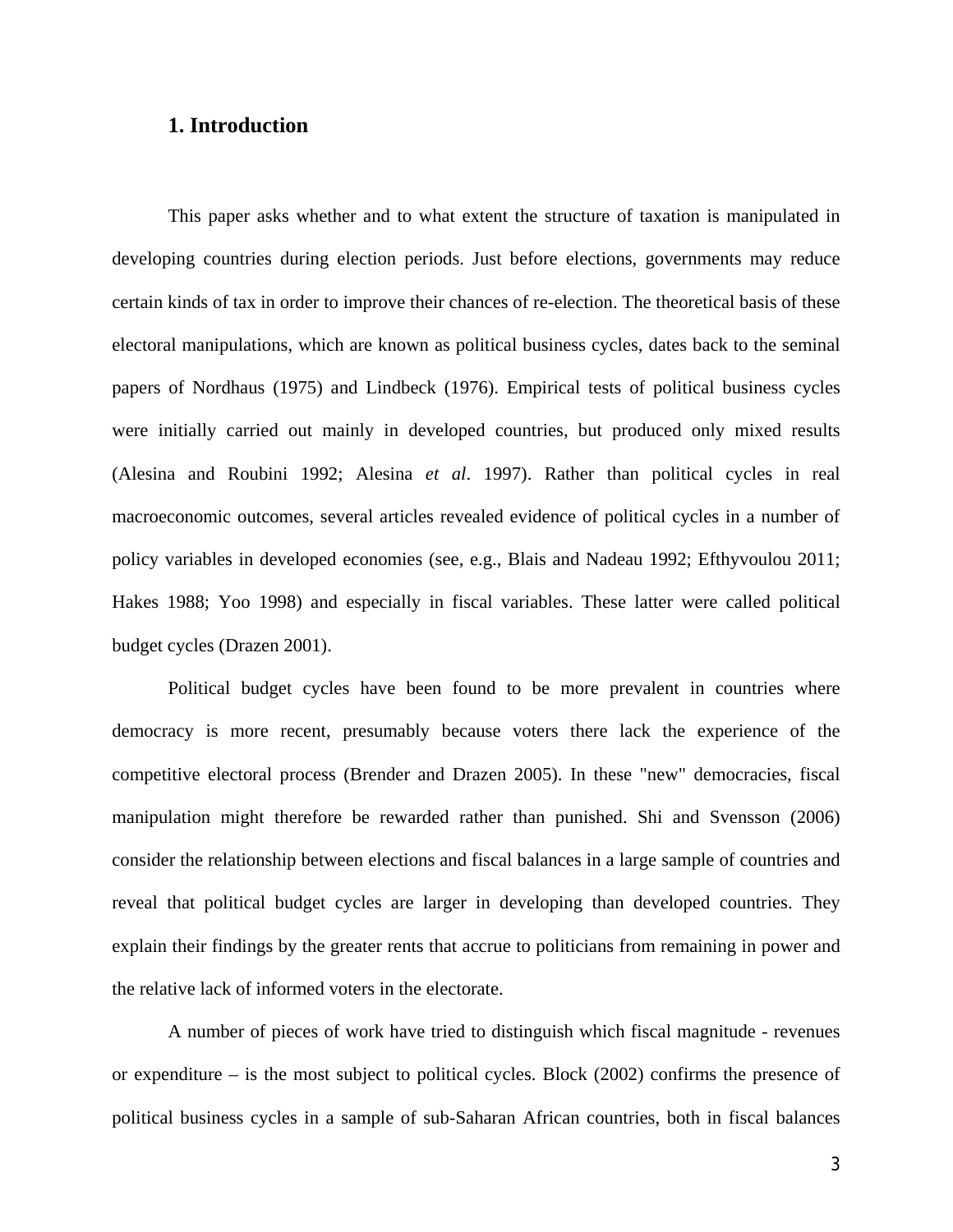## 1. Introduction

This paper asks whether and to what extent the structure of taxation is manipulated in developing countries during election periods. Just before elections, governments may reduce certain kinds of tax in order to improve their chances of re-election. The theoretical basis of these electoral manipulations, which are known as political business cycles, dates back to the seminal papers of Nordhaus (1975) and Lindbeck (1976). Empirical tests of political business cycles were initially carried out mainly in developed countries, but produced only mixed results (Alesina and Roubini 1992; Alesina *et al*. 1997). Rather than political cycles in real macroeconomic outcomes, several articles revealed evidence of political cycles in a number of policy variables in developed economies (see, e.g., Blais and Nadeau 1992; Efthyvoulou 2011; Hakes 1988; Yoo 1998) and especially in fiscal variables. These latter were called political budget cycles (Drazen 2001).

Political budget cycles have been found to be more prevalent in countries where democracy is more recent, presumably because voters there lack the experience of the competitive electoral process (Brender and Drazen 2005). In these "new" democracies, fiscal manipulation might therefore be rewarded rather than punished. Shi and Svensson (2006) consider the relationship between elections and fiscal balances in a large sample of countries and reveal that political budget cycles are larger in developing than developed countries. They explain their findings by the greater rents that accrue to politicians from remaining in power and the relative lack of informed voters in the electorate.

A number of pieces of work have tried to distinguish which fiscal magnitude - revenues or expenditure – is the most subject to political cycles. Block (2002) confirms the presence of political business cycles in a sample of sub-Saharan African countries, both in fiscal balances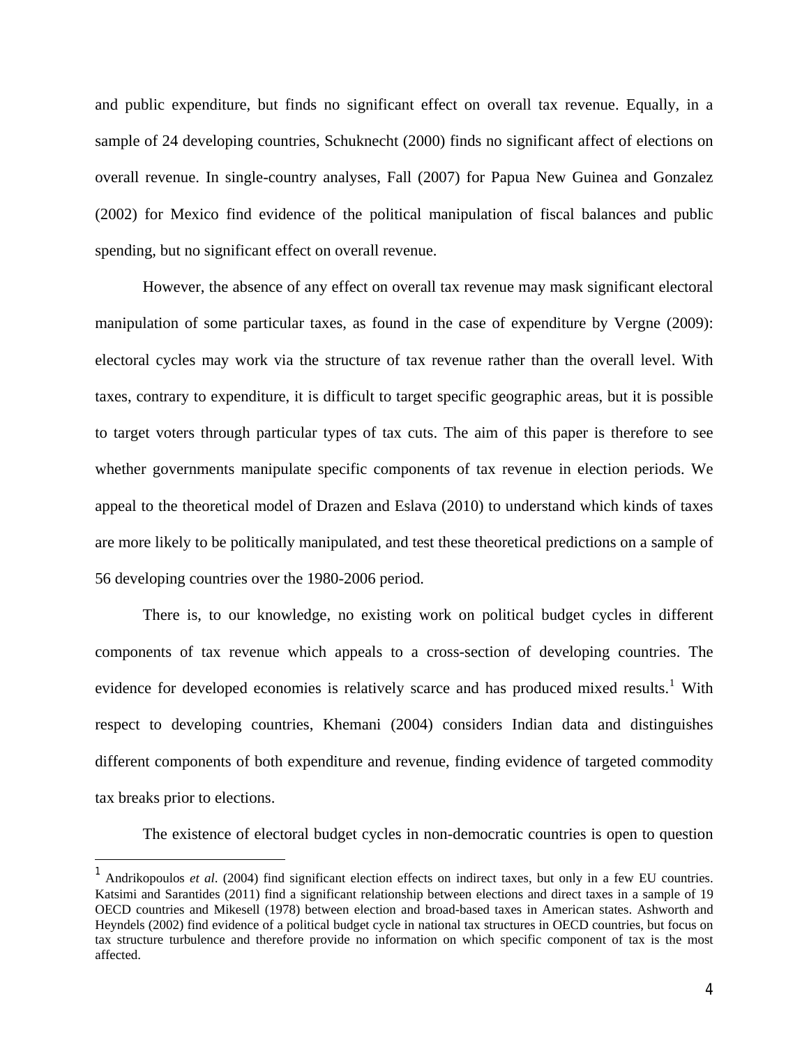and public expenditure, but finds no significant effect on overall tax revenue. Equally, in a sample of 24 developing countries, Schuknecht (2000) finds no significant affect of elections on overall revenue. In single-country analyses, Fall (2007) for Papua New Guinea and Gonzalez (2002) for Mexico find evidence of the political manipulation of fiscal balances and public spending, but no significant effect on overall revenue.

However, the absence of any effect on overall tax revenue may mask significant electoral manipulation of some particular taxes, as found in the case of expenditure by Vergne (2009): electoral cycles may work via the structure of tax revenue rather than the overall level. With taxes, contrary to expenditure, it is difficult to target specific geographic areas, but it is possible to target voters through particular types of tax cuts. The aim of this paper is therefore to see whether governments manipulate specific components of tax revenue in election periods. We appeal to the theoretical model of Drazen and Eslava (2010) to understand which kinds of taxes are more likely to be politically manipulated, and test these theoretical predictions on a sample of 56 developing countries over the 1980-2006 period.

There is, to our knowledge, no existing work on political budget cycles in different components of tax revenue which appeals to a cross-section of developing countries. The evidence for developed economies is relatively scarce and has produced mixed results.[1] With respect to developing countries, Khemani (2004) considers Indian data and distinguishes different components of both expenditure and revenue, finding evidence of targeted commodity tax breaks prior to elections.

The existence of electoral budget cycles in non-democratic countries is open to question

[1] Andrikopoulos *et al*. (2004) find significant election effects on indirect taxes, but only in a few EU countries. Katsimi and Sarantides (2011) find a significant relationship between elections and direct taxes in a sample of 19 OECD countries and Mikesell (1978) between election and broad-based taxes in American states. Ashworth and Heyndels (2002) find evidence of a political budget cycle in national tax structures in OECD countries, but focus on tax structure turbulence and therefore provide no information on which specific component of tax is the most affected.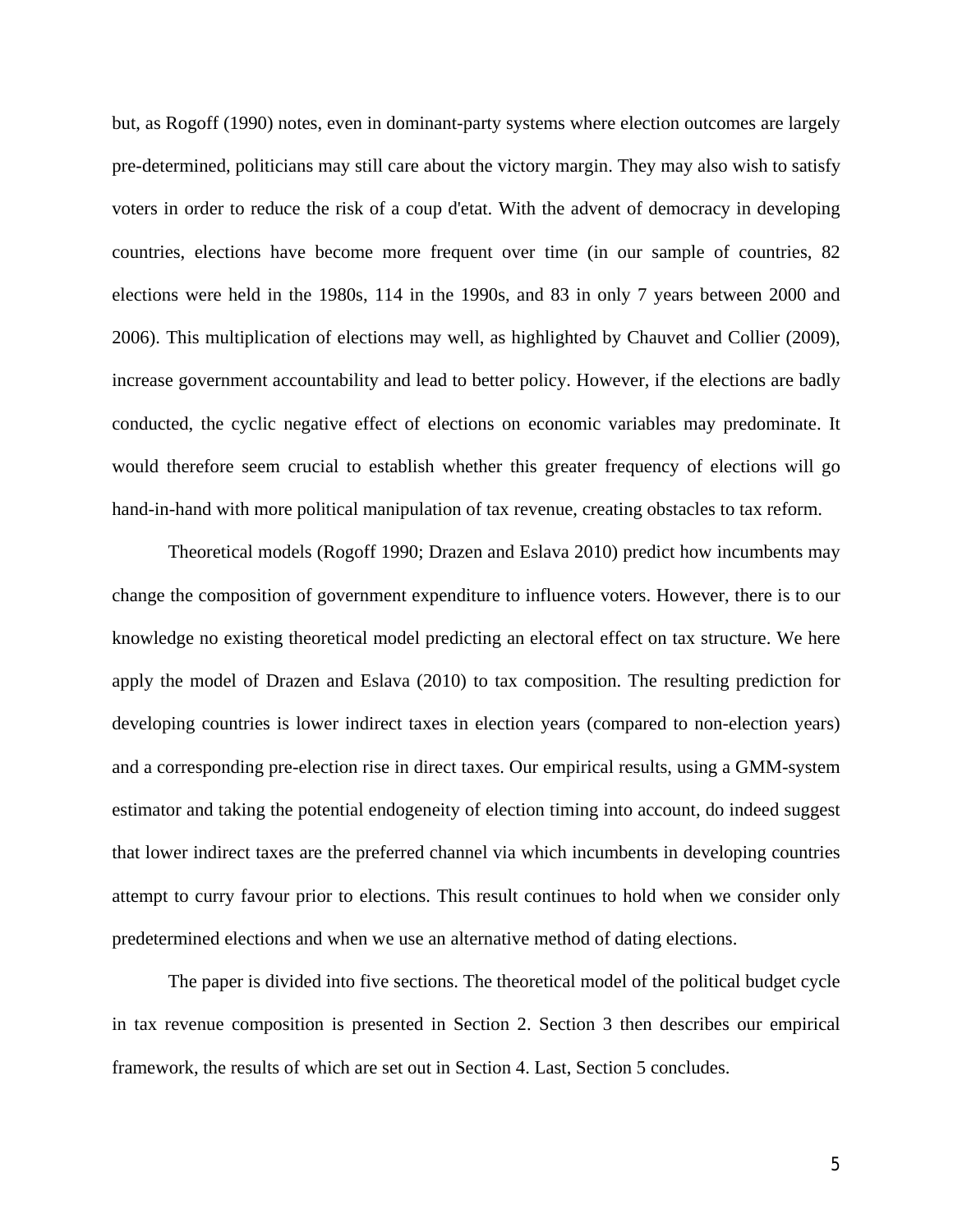but, as Rogoff (1990) notes, even in dominant-party systems where election outcomes are largely pre-determined, politicians may still care about the victory margin. They may also wish to satisfy voters in order to reduce the risk of a coup d'etat. With the advent of democracy in developing countries, elections have become more frequent over time (in our sample of countries, 82 elections were held in the 1980s, 114 in the 1990s, and 83 in only 7 years between 2000 and 2006). This multiplication of elections may well, as highlighted by Chauvet and Collier (2009), increase government accountability and lead to better policy. However, if the elections are badly conducted, the cyclic negative effect of elections on economic variables may predominate. It would therefore seem crucial to establish whether this greater frequency of elections will go hand-in-hand with more political manipulation of tax revenue, creating obstacles to tax reform.

Theoretical models (Rogoff 1990; Drazen and Eslava 2010) predict how incumbents may change the composition of government expenditure to influence voters. However, there is to our knowledge no existing theoretical model predicting an electoral effect on tax structure. We here apply the model of Drazen and Eslava (2010) to tax composition. The resulting prediction for developing countries is lower indirect taxes in election years (compared to non-election years) and a corresponding pre-election rise in direct taxes. Our empirical results, using a GMM-system estimator and taking the potential endogeneity of election timing into account, do indeed suggest that lower indirect taxes are the preferred channel via which incumbents in developing countries attempt to curry favour prior to elections. This result continues to hold when we consider only predetermined elections and when we use an alternative method of dating elections.

The paper is divided into five sections. The theoretical model of the political budget cycle in tax revenue composition is presented in Section 2. Section 3 then describes our empirical framework, the results of which are set out in Section 4. Last, Section 5 concludes.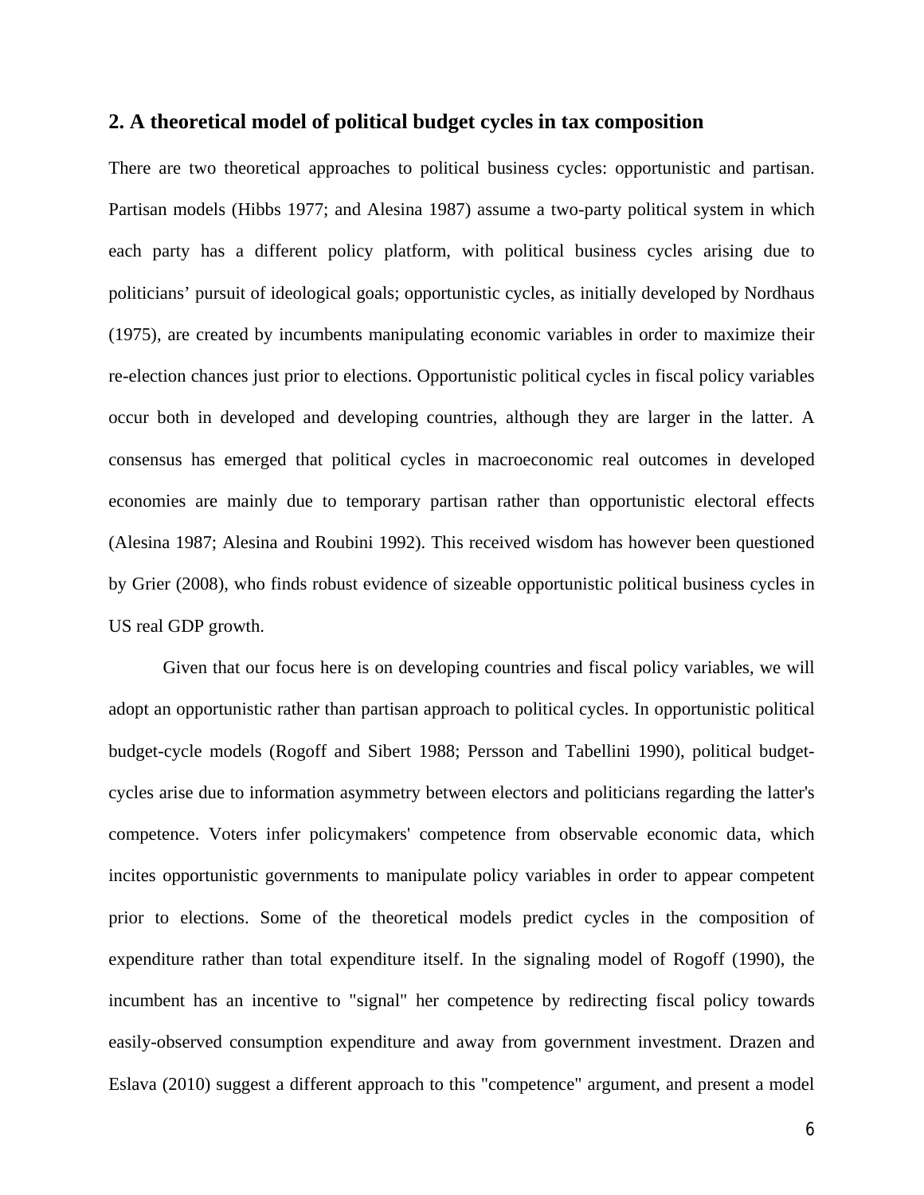## 2. A theoretical model of political budget cycles in tax composition

There are two theoretical approaches to political business cycles: opportunistic and partisan. Partisan models (Hibbs 1977; and Alesina 1987) assume a two-party political system in which each party has a different policy platform, with political business cycles arising due to politicians' pursuit of ideological goals; opportunistic cycles, as initially developed by Nordhaus (1975), are created by incumbents manipulating economic variables in order to maximize their re-election chances just prior to elections. Opportunistic political cycles in fiscal policy variables occur both in developed and developing countries, although they are larger in the latter. A consensus has emerged that political cycles in macroeconomic real outcomes in developed economies are mainly due to temporary partisan rather than opportunistic electoral effects (Alesina 1987; Alesina and Roubini 1992). This received wisdom has however been questioned by Grier (2008), who finds robust evidence of sizeable opportunistic political business cycles in US real GDP growth.

Given that our focus here is on developing countries and fiscal policy variables, we will adopt an opportunistic rather than partisan approach to political cycles. In opportunistic political budget-cycle models (Rogoff and Sibert 1988; Persson and Tabellini 1990), political budget-cycles arise due to information asymmetry between electors and politicians regarding the latter's competence. Voters infer policymakers' competence from observable economic data, which incites opportunistic governments to manipulate policy variables in order to appear competent prior to elections. Some of the theoretical models predict cycles in the composition of expenditure rather than total expenditure itself. In the signaling model of Rogoff (1990), the incumbent has an incentive to "signal" her competence by redirecting fiscal policy towards easily-observed consumption expenditure and away from government investment. Drazen and Eslava (2010) suggest a different approach to this "competence" argument, and present a model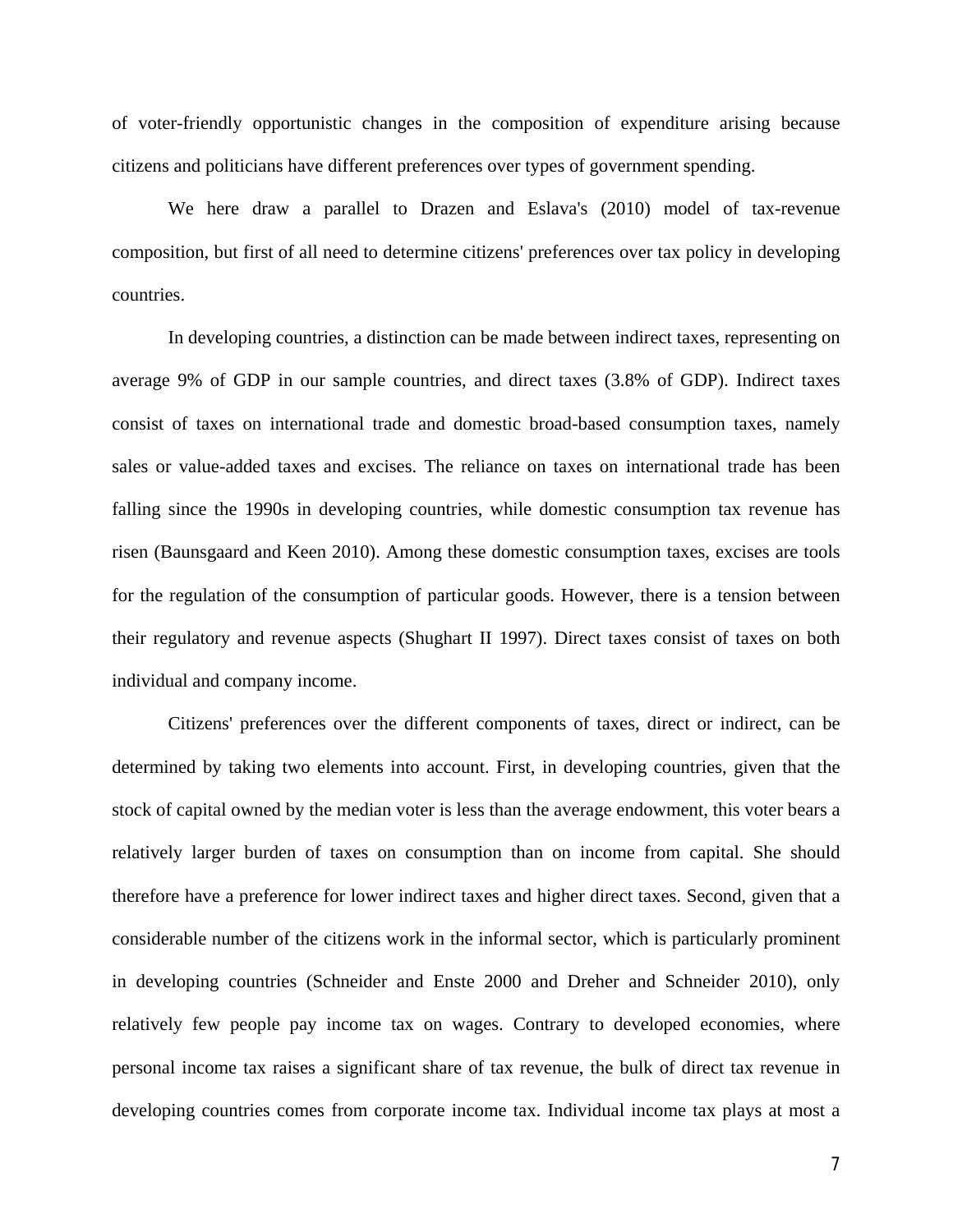of voter-friendly opportunistic changes in the composition of expenditure arising because citizens and politicians have different preferences over types of government spending.

We here draw a parallel to Drazen and Eslava's (2010) model of tax-revenue composition, but first of all need to determine citizens' preferences over tax policy in developing countries.

In developing countries, a distinction can be made between indirect taxes, representing on average 9% of GDP in our sample countries, and direct taxes (3.8% of GDP). Indirect taxes consist of taxes on international trade and domestic broad-based consumption taxes, namely sales or value-added taxes and excises. The reliance on taxes on international trade has been falling since the 1990s in developing countries, while domestic consumption tax revenue has risen (Baunsgaard and Keen 2010). Among these domestic consumption taxes, excises are tools for the regulation of the consumption of particular goods. However, there is a tension between their regulatory and revenue aspects (Shughart II 1997). Direct taxes consist of taxes on both individual and company income.

Citizens' preferences over the different components of taxes, direct or indirect, can be determined by taking two elements into account. First, in developing countries, given that the stock of capital owned by the median voter is less than the average endowment, this voter bears a relatively larger burden of taxes on consumption than on income from capital. She should therefore have a preference for lower indirect taxes and higher direct taxes. Second, given that a considerable number of the citizens work in the informal sector, which is particularly prominent in developing countries (Schneider and Enste 2000 and Dreher and Schneider 2010), only relatively few people pay income tax on wages. Contrary to developed economies, where personal income tax raises a significant share of tax revenue, the bulk of direct tax revenue in developing countries comes from corporate income tax. Individual income tax plays at most a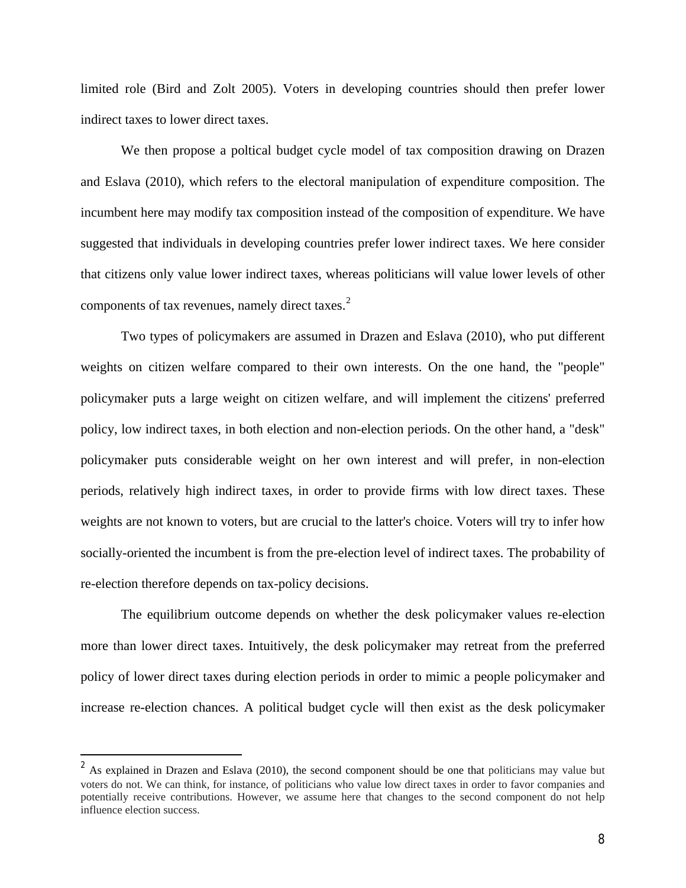limited role (Bird and Zolt 2005). Voters in developing countries should then prefer lower indirect taxes to lower direct taxes.

We then propose a poltical budget cycle model of tax composition drawing on Drazen and Eslava (2010), which refers to the electoral manipulation of expenditure composition. The incumbent here may modify tax composition instead of the composition of expenditure. We have suggested that individuals in developing countries prefer lower indirect taxes. We here consider that citizens only value lower indirect taxes, whereas politicians will value lower levels of other components of tax revenues, namely direct taxes.[2]

Two types of policymakers are assumed in Drazen and Eslava (2010), who put different weights on citizen welfare compared to their own interests. On the one hand, the "people" policymaker puts a large weight on citizen welfare, and will implement the citizens' preferred policy, low indirect taxes, in both election and non-election periods. On the other hand, a "desk" policymaker puts considerable weight on her own interest and will prefer, in non-election periods, relatively high indirect taxes, in order to provide firms with low direct taxes. These weights are not known to voters, but are crucial to the latter's choice. Voters will try to infer how socially-oriented the incumbent is from the pre-election level of indirect taxes. The probability of re-election therefore depends on tax-policy decisions.

The equilibrium outcome depends on whether the desk policymaker values re-election more than lower direct taxes. Intuitively, the desk policymaker may retreat from the preferred policy of lower direct taxes during election periods in order to mimic a people policymaker and increase re-election chances. A political budget cycle will then exist as the desk policymaker

[2] As explained in Drazen and Eslava (2010), the second component should be one that politicians may value but voters do not. We can think, for instance, of politicians who value low direct taxes in order to favor companies and potentially receive contributions. However, we assume here that changes to the second component do not help influence election success.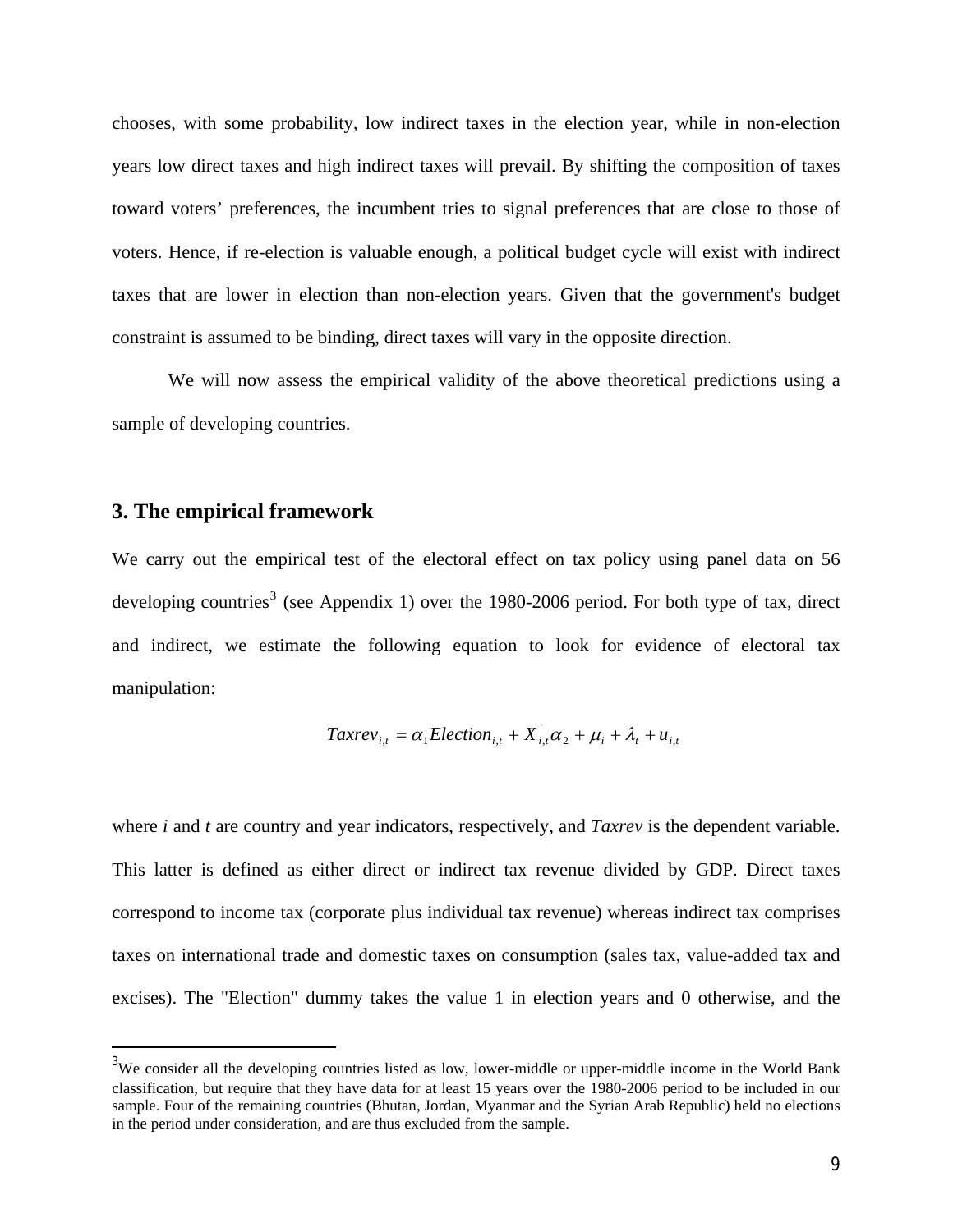chooses, with some probability, low indirect taxes in the election year, while in non-election years low direct taxes and high indirect taxes will prevail. By shifting the composition of taxes toward voters' preferences, the incumbent tries to signal preferences that are close to those of voters. Hence, if re-election is valuable enough, a political budget cycle will exist with indirect taxes that are lower in election than non-election years. Given that the government's budget constraint is assumed to be binding, direct taxes will vary in the opposite direction.

We will now assess the empirical validity of the above theoretical predictions using a sample of developing countries.

## 3. The empirical framework

We carry out the empirical test of the electoral effect on tax policy using panel data on 56 developing countries[3] (see Appendix 1) over the 1980-2006 period. For both type of tax, direct and indirect, we estimate the following equation to look for evidence of electoral tax manipulation:

$$Taxrev_{i,t} = \alpha_1 Election_{i,t} + X'_{i,t}\alpha_2 + \mu_i + \lambda_t + u_{i,t}$$

where *i* and *t* are country and year indicators, respectively, and *Taxrev* is the dependent variable. This latter is defined as either direct or indirect tax revenue divided by GDP. Direct taxes correspond to income tax (corporate plus individual tax revenue) whereas indirect tax comprises taxes on international trade and domestic taxes on consumption (sales tax, value-added tax and excises). The "Election" dummy takes the value 1 in election years and 0 otherwise, and the

[3] We consider all the developing countries listed as low, lower-middle or upper-middle income in the World Bank classification, but require that they have data for at least 15 years over the 1980-2006 period to be included in our sample. Four of the remaining countries (Bhutan, Jordan, Myanmar and the Syrian Arab Republic) held no elections in the period under consideration, and are thus excluded from the sample.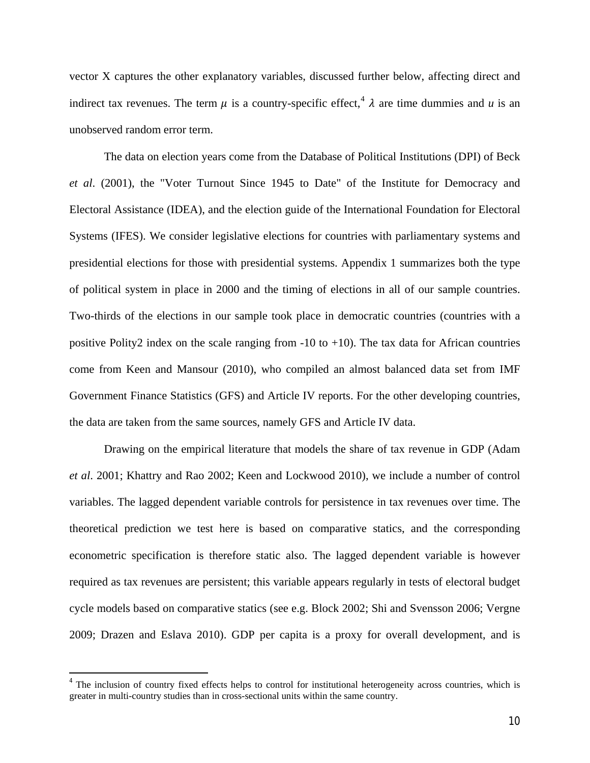vector X captures the other explanatory variables, discussed further below, affecting direct and indirect tax revenues. The term $\mu$ is a country-specific effect,[4] $\lambda$ are time dummies and $u$ is an unobserved random error term.

The data on election years come from the Database of Political Institutions (DPI) of Beck *et al*. (2001), the "Voter Turnout Since 1945 to Date" of the Institute for Democracy and Electoral Assistance (IDEA), and the election guide of the International Foundation for Electoral Systems (IFES). We consider legislative elections for countries with parliamentary systems and presidential elections for those with presidential systems. Appendix 1 summarizes both the type of political system in place in 2000 and the timing of elections in all of our sample countries. Two-thirds of the elections in our sample took place in democratic countries (countries with a positive Polity2 index on the scale ranging from -10 to +10). The tax data for African countries come from Keen and Mansour (2010), who compiled an almost balanced data set from IMF Government Finance Statistics (GFS) and Article IV reports. For the other developing countries, the data are taken from the same sources, namely GFS and Article IV data.

Drawing on the empirical literature that models the share of tax revenue in GDP (Adam *et al*. 2001; Khattry and Rao 2002; Keen and Lockwood 2010), we include a number of control variables. The lagged dependent variable controls for persistence in tax revenues over time. The theoretical prediction we test here is based on comparative statics, and the corresponding econometric specification is therefore static also. The lagged dependent variable is however required as tax revenues are persistent; this variable appears regularly in tests of electoral budget cycle models based on comparative statics (see e.g. Block 2002; Shi and Svensson 2006; Vergne 2009; Drazen and Eslava 2010). GDP per capita is a proxy for overall development, and is

[4] The inclusion of country fixed effects helps to control for institutional heterogeneity across countries, which is greater in multi-country studies than in cross-sectional units within the same country.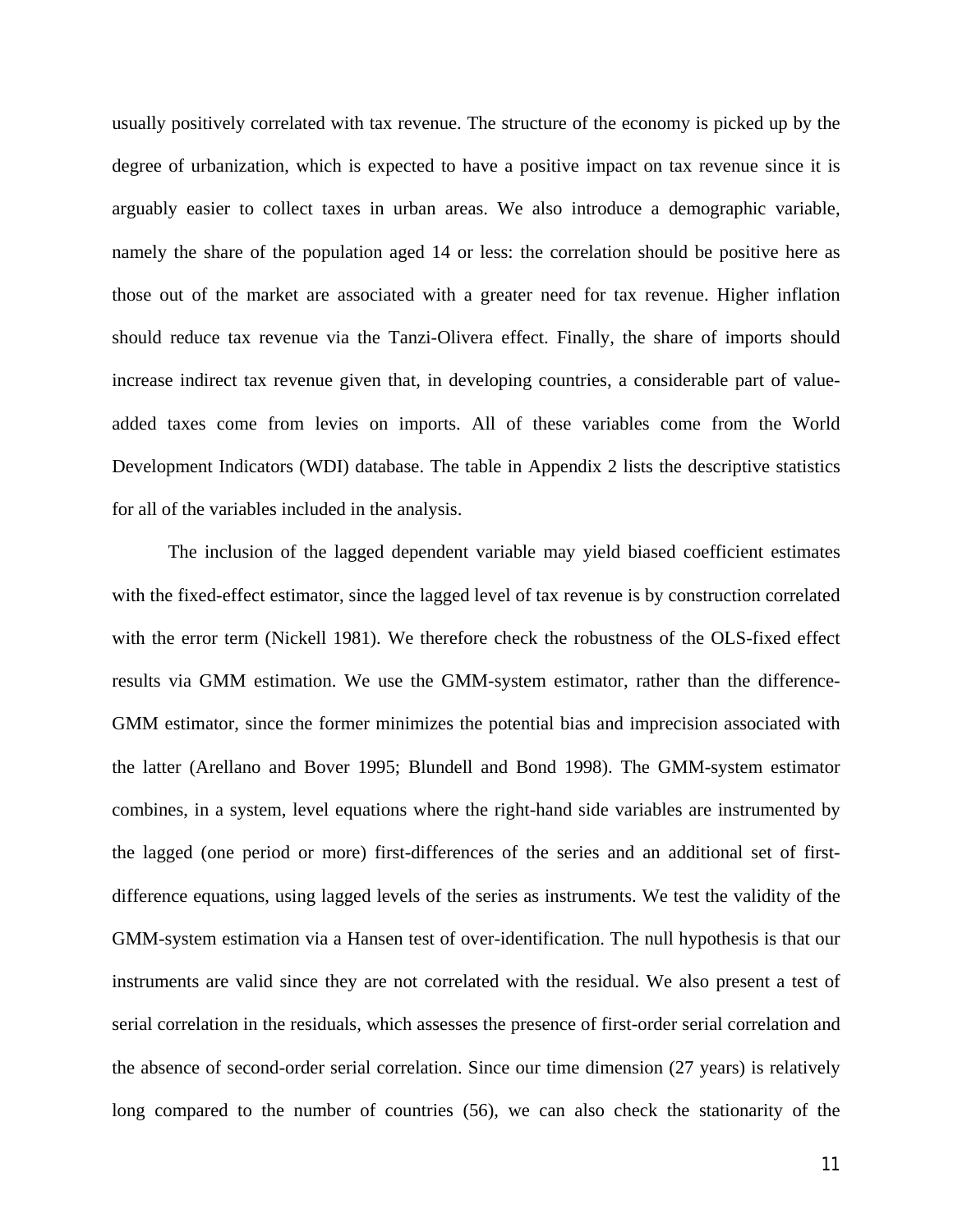usually positively correlated with tax revenue. The structure of the economy is picked up by the degree of urbanization, which is expected to have a positive impact on tax revenue since it is arguably easier to collect taxes in urban areas. We also introduce a demographic variable, namely the share of the population aged 14 or less: the correlation should be positive here as those out of the market are associated with a greater need for tax revenue. Higher inflation should reduce tax revenue via the Tanzi-Olivera effect. Finally, the share of imports should increase indirect tax revenue given that, in developing countries, a considerable part of value-added taxes come from levies on imports. All of these variables come from the World Development Indicators (WDI) database. The table in Appendix 2 lists the descriptive statistics for all of the variables included in the analysis.

The inclusion of the lagged dependent variable may yield biased coefficient estimates with the fixed-effect estimator, since the lagged level of tax revenue is by construction correlated with the error term (Nickell 1981). We therefore check the robustness of the OLS-fixed effect results via GMM estimation. We use the GMM-system estimator, rather than the difference-GMM estimator, since the former minimizes the potential bias and imprecision associated with the latter (Arellano and Bover 1995; Blundell and Bond 1998). The GMM-system estimator combines, in a system, level equations where the right-hand side variables are instrumented by the lagged (one period or more) first-differences of the series and an additional set of first-difference equations, using lagged levels of the series as instruments. We test the validity of the GMM-system estimation via a Hansen test of over-identification. The null hypothesis is that our instruments are valid since they are not correlated with the residual. We also present a test of serial correlation in the residuals, which assesses the presence of first-order serial correlation and the absence of second-order serial correlation. Since our time dimension (27 years) is relatively long compared to the number of countries (56), we can also check the stationarity of the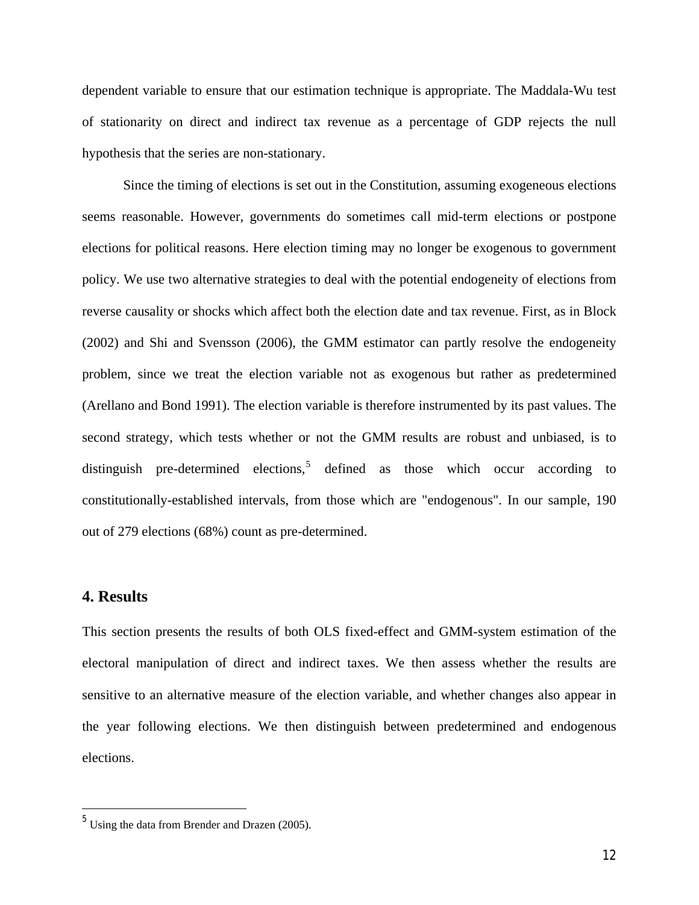dependent variable to ensure that our estimation technique is appropriate. The Maddala-Wu test of stationarity on direct and indirect tax revenue as a percentage of GDP rejects the null hypothesis that the series are non-stationary.

Since the timing of elections is set out in the Constitution, assuming exogeneous elections seems reasonable. However, governments do sometimes call mid-term elections or postpone elections for political reasons. Here election timing may no longer be exogenous to government policy. We use two alternative strategies to deal with the potential endogeneity of elections from reverse causality or shocks which affect both the election date and tax revenue. First, as in Block (2002) and Shi and Svensson (2006), the GMM estimator can partly resolve the endogeneity problem, since we treat the election variable not as exogenous but rather as predetermined (Arellano and Bond 1991). The election variable is therefore instrumented by its past values. The second strategy, which tests whether or not the GMM results are robust and unbiased, is to distinguish pre-determined elections,[5] defined as those which occur according to constitutionally-established intervals, from those which are "endogenous". In our sample, 190 out of 279 elections (68%) count as pre-determined.

## 4. Results

This section presents the results of both OLS fixed-effect and GMM-system estimation of the electoral manipulation of direct and indirect taxes. We then assess whether the results are sensitive to an alternative measure of the election variable, and whether changes also appear in the year following elections. We then distinguish between predetermined and endogenous elections.

---

[5] Using the data from Brender and Drazen (2005).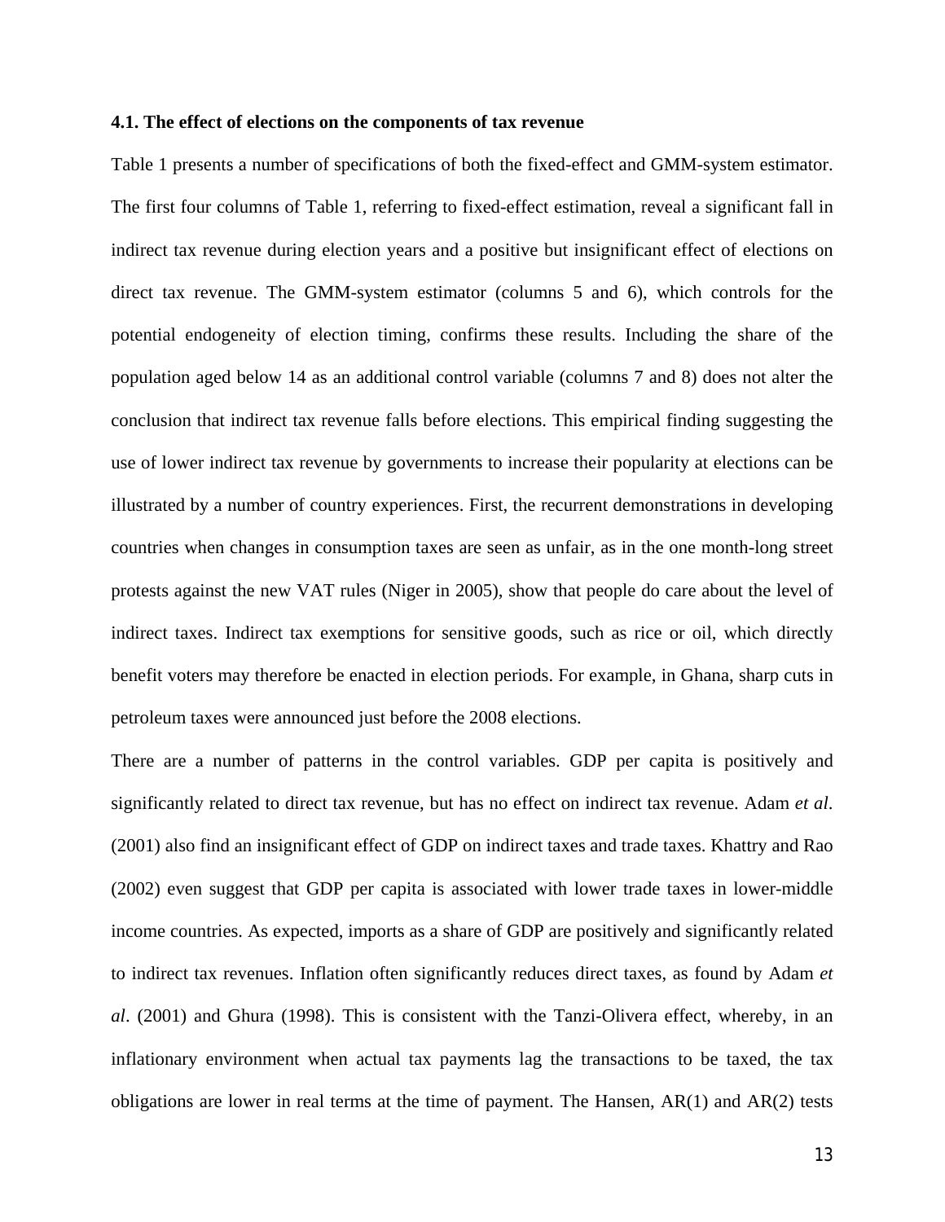### 4.1. The effect of elections on the components of tax revenue

Table 1 presents a number of specifications of both the fixed-effect and GMM-system estimator. The first four columns of Table 1, referring to fixed-effect estimation, reveal a significant fall in indirect tax revenue during election years and a positive but insignificant effect of elections on direct tax revenue. The GMM-system estimator (columns 5 and 6), which controls for the potential endogeneity of election timing, confirms these results. Including the share of the population aged below 14 as an additional control variable (columns 7 and 8) does not alter the conclusion that indirect tax revenue falls before elections. This empirical finding suggesting the use of lower indirect tax revenue by governments to increase their popularity at elections can be illustrated by a number of country experiences. First, the recurrent demonstrations in developing countries when changes in consumption taxes are seen as unfair, as in the one month-long street protests against the new VAT rules (Niger in 2005), show that people do care about the level of indirect taxes. Indirect tax exemptions for sensitive goods, such as rice or oil, which directly benefit voters may therefore be enacted in election periods. For example, in Ghana, sharp cuts in petroleum taxes were announced just before the 2008 elections.

There are a number of patterns in the control variables. GDP per capita is positively and significantly related to direct tax revenue, but has no effect on indirect tax revenue. Adam *et al*. (2001) also find an insignificant effect of GDP on indirect taxes and trade taxes. Khattry and Rao (2002) even suggest that GDP per capita is associated with lower trade taxes in lower-middle income countries. As expected, imports as a share of GDP are positively and significantly related to indirect tax revenues. Inflation often significantly reduces direct taxes, as found by Adam *et al*. (2001) and Ghura (1998). This is consistent with the Tanzi-Olivera effect, whereby, in an inflationary environment when actual tax payments lag the transactions to be taxed, the tax obligations are lower in real terms at the time of payment. The Hansen, AR(1) and AR(2) tests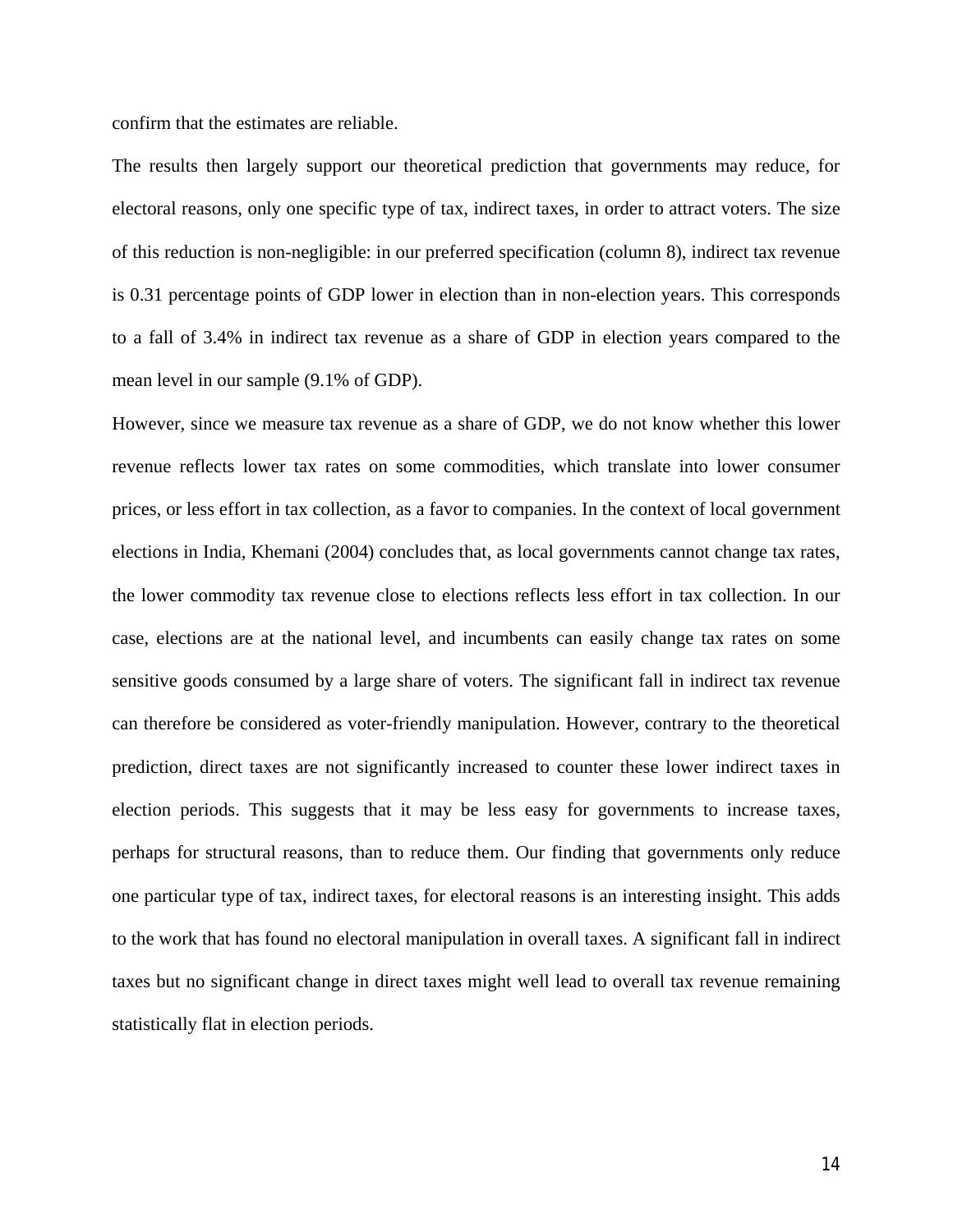confirm that the estimates are reliable.

The results then largely support our theoretical prediction that governments may reduce, for electoral reasons, only one specific type of tax, indirect taxes, in order to attract voters. The size of this reduction is non-negligible: in our preferred specification (column 8), indirect tax revenue is 0.31 percentage points of GDP lower in election than in non-election years. This corresponds to a fall of 3.4% in indirect tax revenue as a share of GDP in election years compared to the mean level in our sample (9.1% of GDP).

However, since we measure tax revenue as a share of GDP, we do not know whether this lower revenue reflects lower tax rates on some commodities, which translate into lower consumer prices, or less effort in tax collection, as a favor to companies. In the context of local government elections in India, Khemani (2004) concludes that, as local governments cannot change tax rates, the lower commodity tax revenue close to elections reflects less effort in tax collection. In our case, elections are at the national level, and incumbents can easily change tax rates on some sensitive goods consumed by a large share of voters. The significant fall in indirect tax revenue can therefore be considered as voter-friendly manipulation. However, contrary to the theoretical prediction, direct taxes are not significantly increased to counter these lower indirect taxes in election periods. This suggests that it may be less easy for governments to increase taxes, perhaps for structural reasons, than to reduce them. Our finding that governments only reduce one particular type of tax, indirect taxes, for electoral reasons is an interesting insight. This adds to the work that has found no electoral manipulation in overall taxes. A significant fall in indirect taxes but no significant change in direct taxes might well lead to overall tax revenue remaining statistically flat in election periods.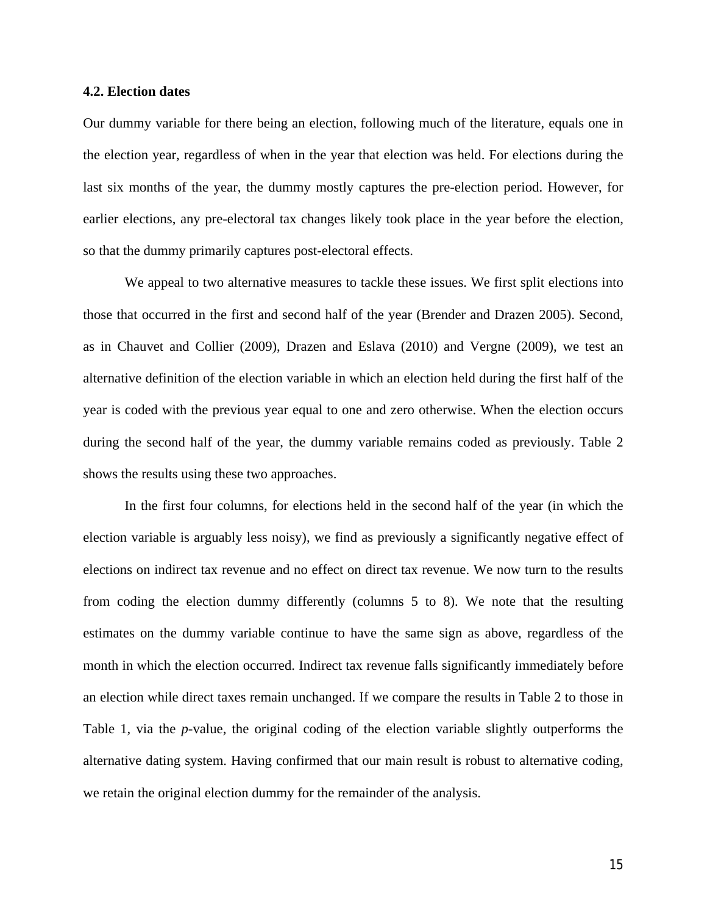### 4.2. Election dates

Our dummy variable for there being an election, following much of the literature, equals one in the election year, regardless of when in the year that election was held. For elections during the last six months of the year, the dummy mostly captures the pre-election period. However, for earlier elections, any pre-electoral tax changes likely took place in the year before the election, so that the dummy primarily captures post-electoral effects.

We appeal to two alternative measures to tackle these issues. We first split elections into those that occurred in the first and second half of the year (Brender and Drazen 2005). Second, as in Chauvet and Collier (2009), Drazen and Eslava (2010) and Vergne (2009), we test an alternative definition of the election variable in which an election held during the first half of the year is coded with the previous year equal to one and zero otherwise. When the election occurs during the second half of the year, the dummy variable remains coded as previously. Table 2 shows the results using these two approaches.

In the first four columns, for elections held in the second half of the year (in which the election variable is arguably less noisy), we find as previously a significantly negative effect of elections on indirect tax revenue and no effect on direct tax revenue. We now turn to the results from coding the election dummy differently (columns 5 to 8). We note that the resulting estimates on the dummy variable continue to have the same sign as above, regardless of the month in which the election occurred. Indirect tax revenue falls significantly immediately before an election while direct taxes remain unchanged. If we compare the results in Table 2 to those in Table 1, via the *p*-value, the original coding of the election variable slightly outperforms the alternative dating system. Having confirmed that our main result is robust to alternative coding, we retain the original election dummy for the remainder of the analysis.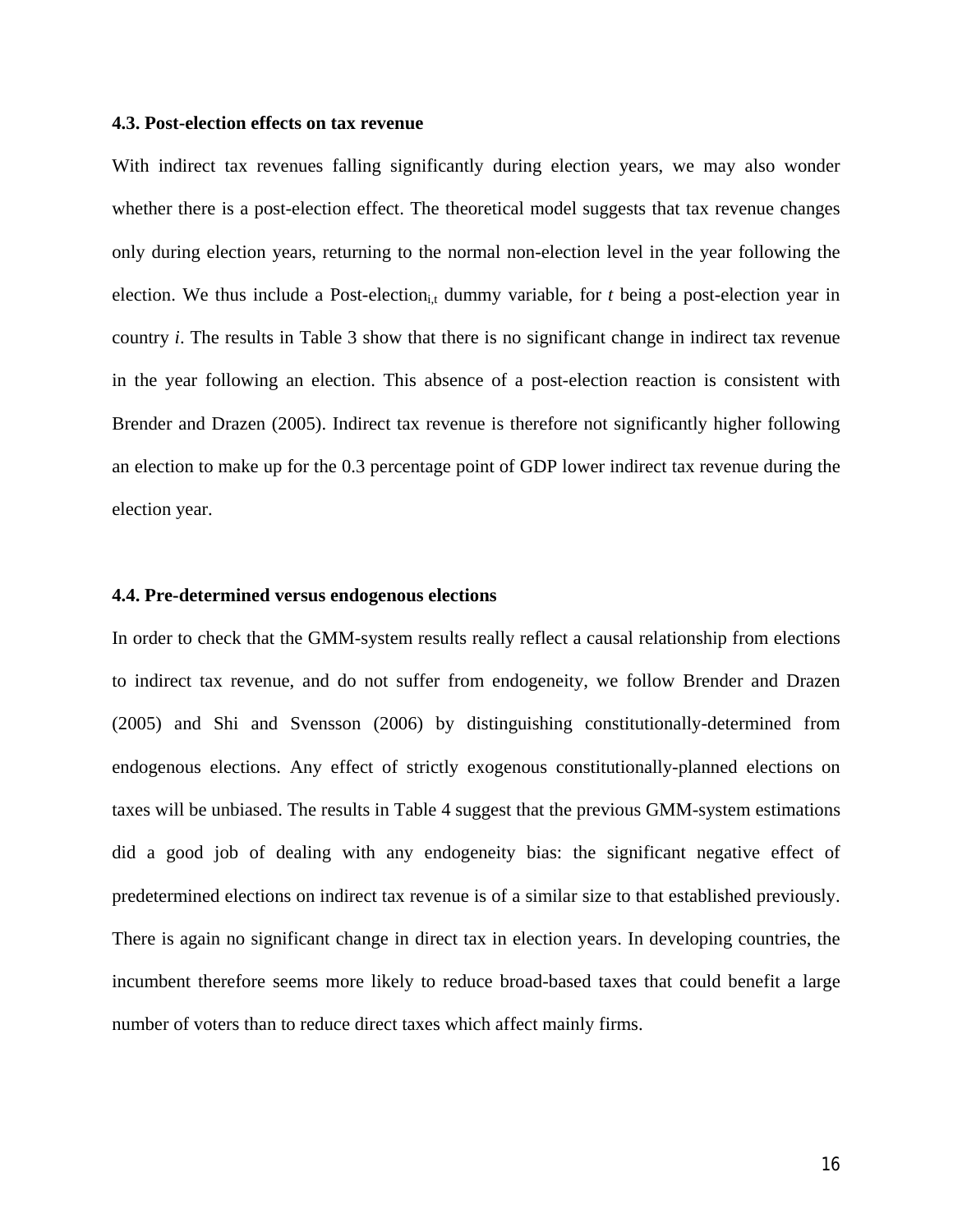### 4.3. Post-election effects on tax revenue

With indirect tax revenues falling significantly during election years, we may also wonder whether there is a post-election effect. The theoretical model suggests that tax revenue changes only during election years, returning to the normal non-election level in the year following the election. We thus include a Post-election$_{i,t}$ dummy variable, for *t* being a post-election year in country *i*. The results in Table 3 show that there is no significant change in indirect tax revenue in the year following an election. This absence of a post-election reaction is consistent with Brender and Drazen (2005). Indirect tax revenue is therefore not significantly higher following an election to make up for the 0.3 percentage point of GDP lower indirect tax revenue during the election year.

### 4.4. Pre-determined versus endogenous elections

In order to check that the GMM-system results really reflect a causal relationship from elections to indirect tax revenue, and do not suffer from endogeneity, we follow Brender and Drazen (2005) and Shi and Svensson (2006) by distinguishing constitutionally-determined from endogenous elections. Any effect of strictly exogenous constitutionally-planned elections on taxes will be unbiased. The results in Table 4 suggest that the previous GMM-system estimations did a good job of dealing with any endogeneity bias: the significant negative effect of predetermined elections on indirect tax revenue is of a similar size to that established previously. There is again no significant change in direct tax in election years. In developing countries, the incumbent therefore seems more likely to reduce broad-based taxes that could benefit a large number of voters than to reduce direct taxes which affect mainly firms.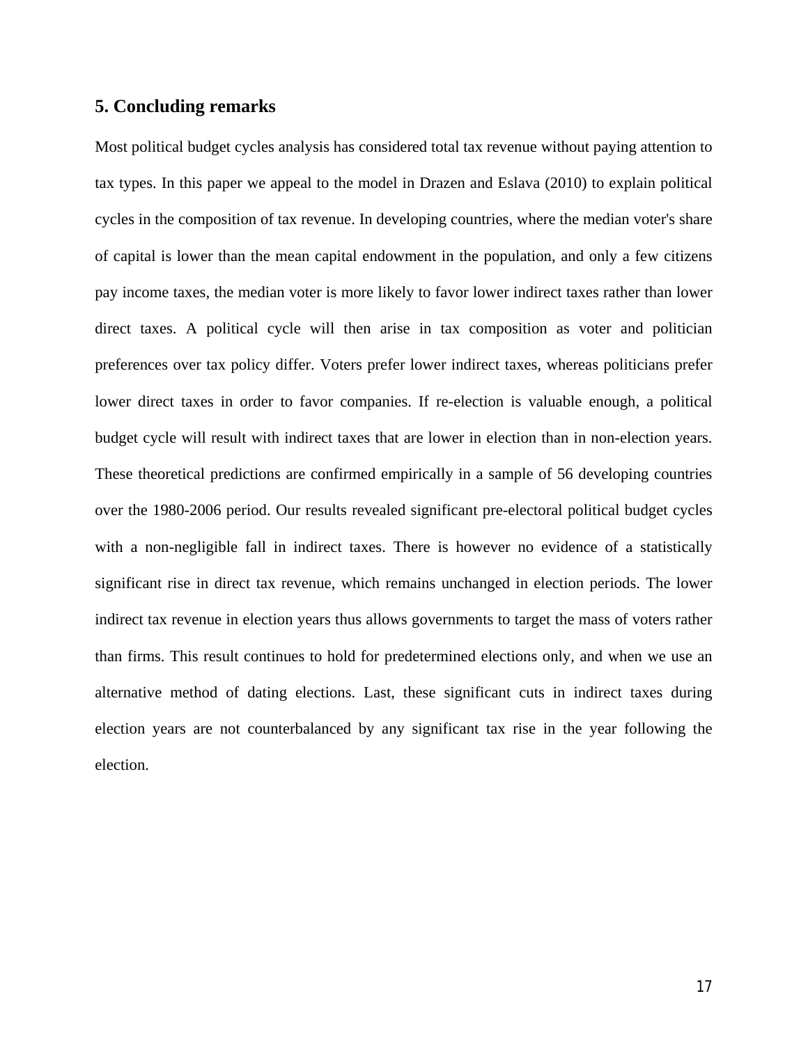## 5. Concluding remarks

Most political budget cycles analysis has considered total tax revenue without paying attention to tax types. In this paper we appeal to the model in Drazen and Eslava (2010) to explain political cycles in the composition of tax revenue. In developing countries, where the median voter's share of capital is lower than the mean capital endowment in the population, and only a few citizens pay income taxes, the median voter is more likely to favor lower indirect taxes rather than lower direct taxes. A political cycle will then arise in tax composition as voter and politician preferences over tax policy differ. Voters prefer lower indirect taxes, whereas politicians prefer lower direct taxes in order to favor companies. If re-election is valuable enough, a political budget cycle will result with indirect taxes that are lower in election than in non-election years. These theoretical predictions are confirmed empirically in a sample of 56 developing countries over the 1980-2006 period. Our results revealed significant pre-electoral political budget cycles with a non-negligible fall in indirect taxes. There is however no evidence of a statistically significant rise in direct tax revenue, which remains unchanged in election periods. The lower indirect tax revenue in election years thus allows governments to target the mass of voters rather than firms. This result continues to hold for predetermined elections only, and when we use an alternative method of dating elections. Last, these significant cuts in indirect taxes during election years are not counterbalanced by any significant tax rise in the year following the election.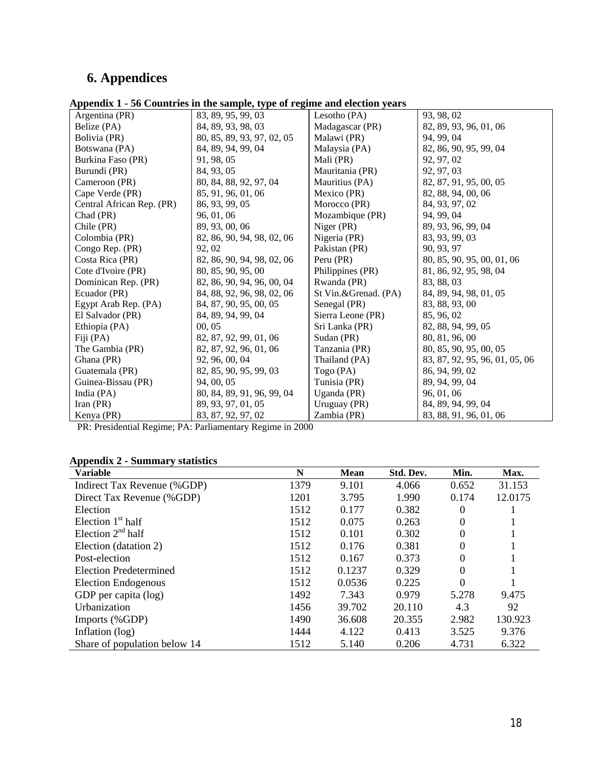# 6. Appendices

**Appendix 1 - 56 Countries in the sample, type of regime and election years**

| | | | |
|---|---|---|---|
| Argentina (PR) | 83, 89, 95, 99, 03 | Lesotho (PA) | 93, 98, 02 |
| Belize (PA) | 84, 89, 93, 98, 03 | Madagascar (PR) | 82, 89, 93, 96, 01, 06 |
| Bolivia (PR) | 80, 85, 89, 93, 97, 02, 05 | Malawi (PR) | 94, 99, 04 |
| Botswana (PA) | 84, 89, 94, 99, 04 | Malaysia (PA) | 82, 86, 90, 95, 99, 04 |
| Burkina Faso (PR) | 91, 98, 05 | Mali (PR) | 92, 97, 02 |
| Burundi (PR) | 84, 93, 05 | Mauritania (PR) | 92, 97, 03 |
| Cameroon (PR) | 80, 84, 88, 92, 97, 04 | Mauritius (PA) | 82, 87, 91, 95, 00, 05 |
| Cape Verde (PR) | 85, 91, 96, 01, 06 | Mexico (PR) | 82, 88, 94, 00, 06 |
| Central African Rep. (PR) | 86, 93, 99, 05 | Morocco (PR) | 84, 93, 97, 02 |
| Chad (PR) | 96, 01, 06 | Mozambique (PR) | 94, 99, 04 |
| Chile (PR) | 89, 93, 00, 06 | Niger (PR) | 89, 93, 96, 99, 04 |
| Colombia (PR) | 82, 86, 90, 94, 98, 02, 06 | Nigeria (PR) | 83, 93, 99, 03 |
| Congo Rep. (PR) | 92, 02 | Pakistan (PR) | 90, 93, 97 |
| Costa Rica (PR) | 82, 86, 90, 94, 98, 02, 06 | Peru (PR) | 80, 85, 90, 95, 00, 01, 06 |
| Cote d'Ivoire (PR) | 80, 85, 90, 95, 00 | Philippines (PR) | 81, 86, 92, 95, 98, 04 |
| Dominican Rep. (PR) | 82, 86, 90, 94, 96, 00, 04 | Rwanda (PR) | 83, 88, 03 |
| Ecuador (PR) | 84, 88, 92, 96, 98, 02, 06 | St Vin.&Grenad. (PA) | 84, 89, 94, 98, 01, 05 |
| Egypt Arab Rep. (PA) | 84, 87, 90, 95, 00, 05 | Senegal (PR) | 83, 88, 93, 00 |
| El Salvador (PR) | 84, 89, 94, 99, 04 | Sierra Leone (PR) | 85, 96, 02 |
| Ethiopia (PA) | 00, 05 | Sri Lanka (PR) | 82, 88, 94, 99, 05 |
| Fiji (PA) | 82, 87, 92, 99, 01, 06 | Sudan (PR) | 80, 81, 96, 00 |
| The Gambia (PR) | 82, 87, 92, 96, 01, 06 | Tanzania (PR) | 80, 85, 90, 95, 00, 05 |
| Ghana (PR) | 92, 96, 00, 04 | Thailand (PA) | 83, 87, 92, 95, 96, 01, 05, 06 |
| Guatemala (PR) | 82, 85, 90, 95, 99, 03 | Togo (PA) | 86, 94, 99, 02 |
| Guinea-Bissau (PR) | 94, 00, 05 | Tunisia (PR) | 89, 94, 99, 04 |
| India (PA) | 80, 84, 89, 91, 96, 99, 04 | Uganda (PR) | 96, 01, 06 |
| Iran (PR) | 89, 93, 97, 01, 05 | Uruguay (PR) | 84, 89, 94, 99, 04 |
| Kenya (PR) | 83, 87, 92, 97, 02 | Zambia (PR) | 83, 88, 91, 96, 01, 06 |

PR: Presidential Regime; PA: Parliamentary Regime in 2000

**Appendix 2 - Summary statistics**

| Variable | N | Mean | Std. Dev. | Min. | Max. |
|---|---|---|---|---|---|
| Indirect Tax Revenue (%GDP) | 1379 | 9.101 | 4.066 | 0.652 | 31.153 |
| Direct Tax Revenue (%GDP) | 1201 | 3.795 | 1.990 | 0.174 | 12.0175 |
| Election | 1512 | 0.177 | 0.382 | 0 | 1 |
| Election 1st half | 1512 | 0.075 | 0.263 | 0 | 1 |
| Election 2nd half | 1512 | 0.101 | 0.302 | 0 | 1 |
| Election (datation 2) | 1512 | 0.176 | 0.381 | 0 | 1 |
| Post-election | 1512 | 0.167 | 0.373 | 0 | 1 |
| Election Predetermined | 1512 | 0.1237 | 0.329 | 0 | 1 |
| Election Endogenous | 1512 | 0.0536 | 0.225 | 0 | 1 |
| GDP per capita (log) | 1492 | 7.343 | 0.979 | 5.278 | 9.475 |
| Urbanization | 1456 | 39.702 | 20.110 | 4.3 | 92 |
| Imports (%GDP) | 1490 | 36.608 | 20.355 | 2.982 | 130.923 |
| Inflation (log) | 1444 | 4.122 | 0.413 | 3.525 | 9.376 |
| Share of population below 14 | 1512 | 5.140 | 0.206 | 4.731 | 6.322 |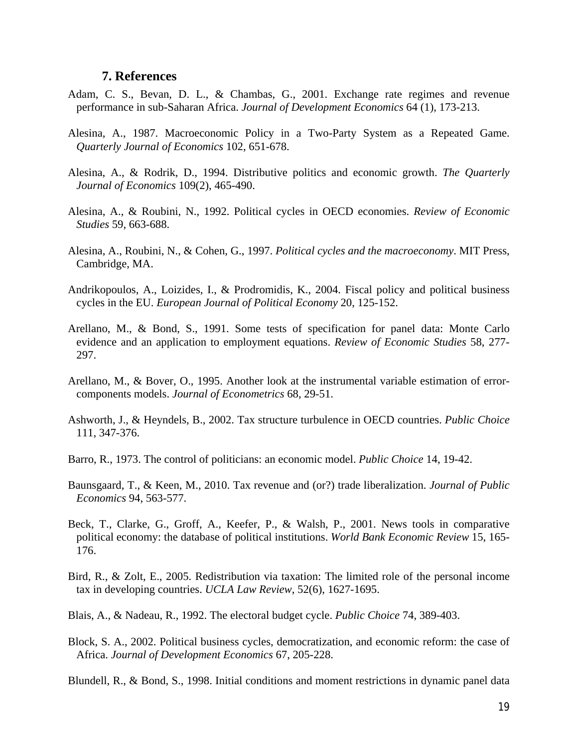## 7. References

Adam, C. S., Bevan, D. L., & Chambas, G., 2001. Exchange rate regimes and revenue performance in sub-Saharan Africa. *Journal of Development Economics* 64 (1), 173-213.

Alesina, A., 1987. Macroeconomic Policy in a Two-Party System as a Repeated Game. *Quarterly Journal of Economics* 102, 651-678.

Alesina, A., & Rodrik, D., 1994. Distributive politics and economic growth. *The Quarterly Journal of Economics* 109(2), 465-490.

Alesina, A., & Roubini, N., 1992. Political cycles in OECD economies. *Review of Economic Studies* 59, 663-688.

Alesina, A., Roubini, N., & Cohen, G., 1997. *Political cycles and the macroeconomy*. MIT Press, Cambridge, MA.

Andrikopoulos, A., Loizides, I., & Prodromidis, K., 2004. Fiscal policy and political business cycles in the EU. *European Journal of Political Economy* 20, 125-152.

Arellano, M., & Bond, S., 1991. Some tests of specification for panel data: Monte Carlo evidence and an application to employment equations. *Review of Economic Studies* 58, 277-297.

Arellano, M., & Bover, O., 1995. Another look at the instrumental variable estimation of error-components models. *Journal of Econometrics* 68, 29-51.

Ashworth, J., & Heyndels, B., 2002. Tax structure turbulence in OECD countries. *Public Choice* 111, 347-376.

Barro, R., 1973. The control of politicians: an economic model. *Public Choice* 14, 19-42.

Baunsgaard, T., & Keen, M., 2010. Tax revenue and (or?) trade liberalization. *Journal of Public Economics* 94, 563-577.

Beck, T., Clarke, G., Groff, A., Keefer, P., & Walsh, P., 2001. News tools in comparative political economy: the database of political institutions. *World Bank Economic Review* 15, 165-176.

Bird, R., & Zolt, E., 2005. Redistribution via taxation: The limited role of the personal income tax in developing countries. *UCLA Law Review*, 52(6), 1627-1695.

Blais, A., & Nadeau, R., 1992. The electoral budget cycle. *Public Choice* 74, 389-403.

Block, S. A., 2002. Political business cycles, democratization, and economic reform: the case of Africa. *Journal of Development Economics* 67, 205-228.

Blundell, R., & Bond, S., 1998. Initial conditions and moment restrictions in dynamic panel data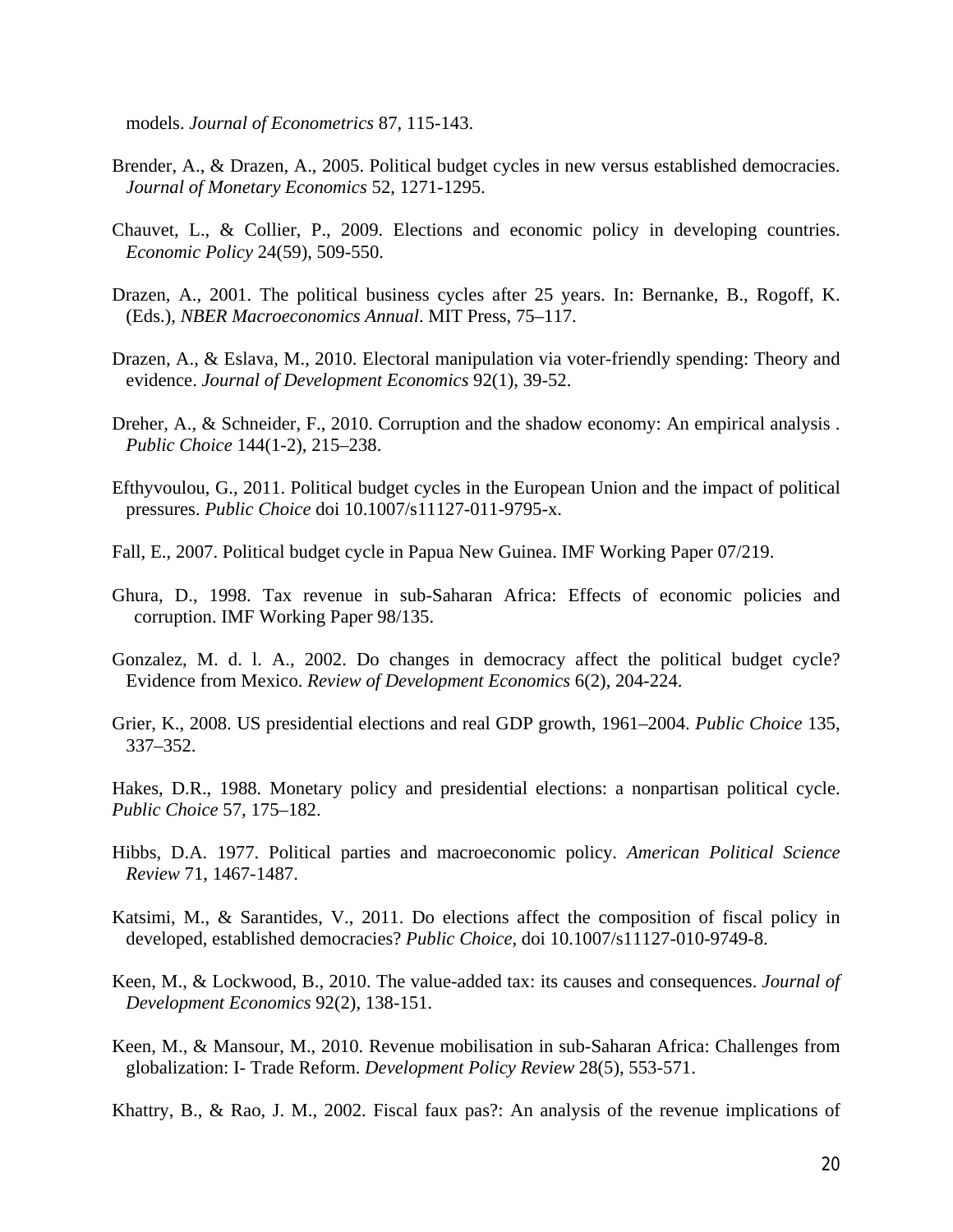models. *Journal of Econometrics* 87, 115-143.

Brender, A., & Drazen, A., 2005. Political budget cycles in new versus established democracies. *Journal of Monetary Economics* 52, 1271-1295.

Chauvet, L., & Collier, P., 2009. Elections and economic policy in developing countries. *Economic Policy* 24(59), 509-550.

Drazen, A., 2001. The political business cycles after 25 years. In: Bernanke, B., Rogoff, K. (Eds.), *NBER Macroeconomics Annual*. MIT Press, 75–117.

Drazen, A., & Eslava, M., 2010. Electoral manipulation via voter-friendly spending: Theory and evidence. *Journal of Development Economics* 92(1), 39-52.

Dreher, A., & Schneider, F., 2010. Corruption and the shadow economy: An empirical analysis . *Public Choice* 144(1-2), 215–238.

Efthyvoulou, G., 2011. Political budget cycles in the European Union and the impact of political pressures. *Public Choice* doi 10.1007/s11127-011-9795-x.

Fall, E., 2007. Political budget cycle in Papua New Guinea. IMF Working Paper 07/219.

Ghura, D., 1998. Tax revenue in sub-Saharan Africa: Effects of economic policies and corruption. IMF Working Paper 98/135.

Gonzalez, M. d. l. A., 2002. Do changes in democracy affect the political budget cycle? Evidence from Mexico. *Review of Development Economics* 6(2), 204-224.

Grier, K., 2008. US presidential elections and real GDP growth, 1961–2004. *Public Choice* 135, 337–352.

Hakes, D.R., 1988. Monetary policy and presidential elections: a nonpartisan political cycle. *Public Choice* 57, 175–182.

Hibbs, D.A. 1977. Political parties and macroeconomic policy. *American Political Science Review* 71, 1467-1487.

Katsimi, M., & Sarantides, V., 2011. Do elections affect the composition of fiscal policy in developed, established democracies? *Public Choice*, doi 10.1007/s11127-010-9749-8.

Keen, M., & Lockwood, B., 2010. The value-added tax: its causes and consequences. *Journal of Development Economics* 92(2), 138-151.

Keen, M., & Mansour, M., 2010. Revenue mobilisation in sub-Saharan Africa: Challenges from globalization: I- Trade Reform. *Development Policy Review* 28(5), 553-571.

Khattry, B., & Rao, J. M., 2002. Fiscal faux pas?: An analysis of the revenue implications of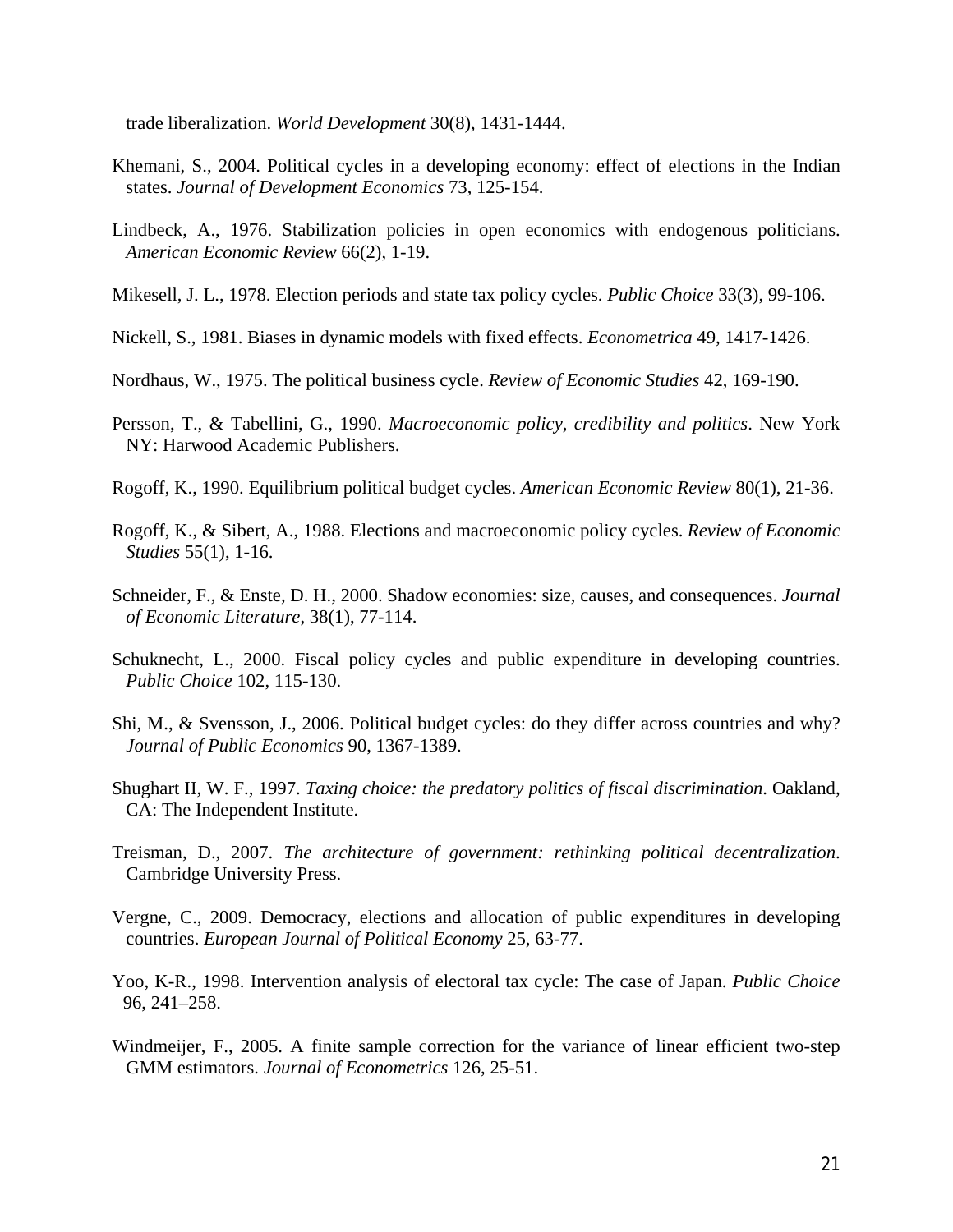trade liberalization. *World Development* 30(8), 1431-1444.

Khemani, S., 2004. Political cycles in a developing economy: effect of elections in the Indian states. *Journal of Development Economics* 73, 125-154.

Lindbeck, A., 1976. Stabilization policies in open economics with endogenous politicians. *American Economic Review* 66(2), 1-19.

Mikesell, J. L., 1978. Election periods and state tax policy cycles. *Public Choice* 33(3), 99-106.

Nickell, S., 1981. Biases in dynamic models with fixed effects. *Econometrica* 49, 1417-1426.

Nordhaus, W., 1975. The political business cycle. *Review of Economic Studies* 42, 169-190.

Persson, T., & Tabellini, G., 1990. *Macroeconomic policy, credibility and politics*. New York NY: Harwood Academic Publishers.

Rogoff, K., 1990. Equilibrium political budget cycles. *American Economic Review* 80(1), 21-36.

Rogoff, K., & Sibert, A., 1988. Elections and macroeconomic policy cycles. *Review of Economic Studies* 55(1), 1-16.

Schneider, F., & Enste, D. H., 2000. Shadow economies: size, causes, and consequences. *Journal of Economic Literature*, 38(1), 77-114.

Schuknecht, L., 2000. Fiscal policy cycles and public expenditure in developing countries. *Public Choice* 102, 115-130.

Shi, M., & Svensson, J., 2006. Political budget cycles: do they differ across countries and why? *Journal of Public Economics* 90, 1367-1389.

Shughart II, W. F., 1997. *Taxing choice: the predatory politics of fiscal discrimination*. Oakland, CA: The Independent Institute.

Treisman, D., 2007. *The architecture of government: rethinking political decentralization*. Cambridge University Press.

Vergne, C., 2009. Democracy, elections and allocation of public expenditures in developing countries. *European Journal of Political Economy* 25, 63-77.

Yoo, K-R., 1998. Intervention analysis of electoral tax cycle: The case of Japan. *Public Choice* 96, 241–258.

Windmeijer, F., 2005. A finite sample correction for the variance of linear efficient two-step GMM estimators. *Journal of Econometrics* 126, 25-51.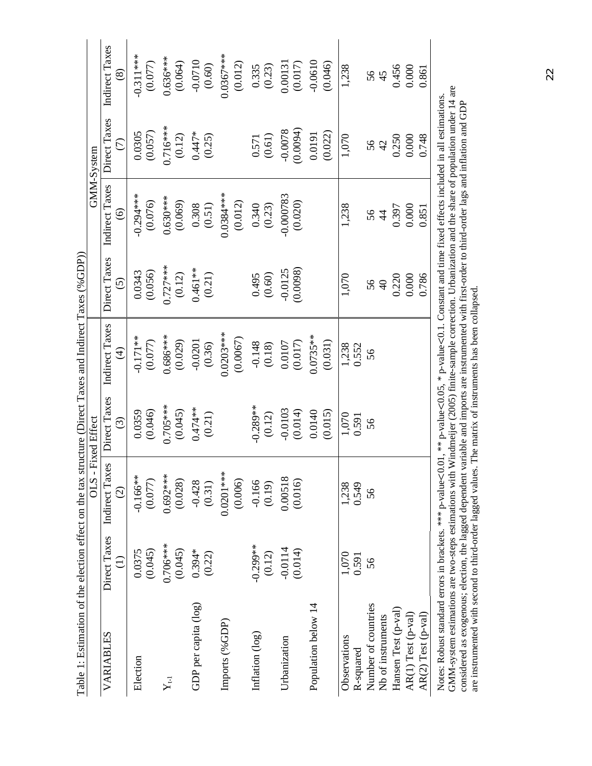Table 1: Estimation of the election effect on the tax structure (Direct Taxes and Indirect Taxes (%GDP))

| | OLS - Fixed Effect | | | | GMM-System | | | |
|---|---|---|---|---|---|---|---|---|
| VARIABLES | Direct Taxes (1) | Indirect Taxes (2) | Direct Taxes (3) | Indirect Taxes (4) | Direct Taxes (5) | Indirect Taxes (6) | Direct Taxes (7) | Indirect Taxes (8) |
| Election | 0.0375 | -0.166** | 0.0359 | -0.171** | 0.0343 | -0.294*** | 0.0305 | -0.311*** |
| | (0.045) | (0.077) | (0.046) | (0.077) | (0.056) | (0.076) | (0.057) | (0.077) |
| $Y_{t-1}$ | 0.706*** | 0.692*** | 0.705*** | 0.686*** | 0.727*** | 0.630*** | 0.716*** | 0.636*** |
| | (0.045) | (0.028) | (0.045) | (0.029) | (0.12) | (0.069) | (0.12) | (0.064) |
| GDP per capita (log) | 0.394* | -0.428 | 0.474** | -0.0201 | 0.461** | 0.308 | 0.447* | -0.0710 |
| | (0.22) | (0.31) | (0.21) | (0.36) | (0.21) | (0.51) | (0.25) | (0.60) |
| Imports (%GDP) | | 0.0201*** | | 0.0203*** | | 0.0384*** | | 0.0367*** |
| | | (0.006) | | (0.0067) | | (0.012) | | (0.012) |
| Inflation (log) | -0.299** | -0.166 | -0.289** | -0.148 | 0.495 | 0.340 | 0.571 | 0.335 |
| | (0.12) | (0.19) | (0.12) | (0.18) | (0.60) | (0.23) | (0.61) | (0.23) |
| Urbanization | -0.0114 | 0.00518 | -0.0103 | 0.0107 | -0.0125 | -0.000783 | -0.0078 | 0.00131 |
| | (0.014) | (0.016) | (0.014) | (0.017) | (0.0098) | (0.020) | (0.0094) | (0.017) |
| Population below 14 | | | 0.0140 | 0.0735** | | | 0.0191 | -0.0610 |
| | | | (0.015) | (0.031) | | | (0.022) | (0.046) |
| Observations | 1,070 | 1,238 | 1,070 | 1,238 | 1,070 | 1,238 | 1,070 | 1,238 |
| R-squared | 0.591 | 0.549 | 0.591 | 0.552 | | | | |
| Number of countries | 56 | 56 | 56 | 56 | 56 | 56 | 56 | 56 |
| Nb of instruments | | | | | 40 | 44 | 42 | 45 |
| Hansen Test (p-val) | | | | | 0.220 | 0.397 | 0.250 | 0.456 |
| AR(1) Test (p-val) | | | | | 0.000 | 0.000 | 0.000 | 0.000 |
| AR(2) Test (p-val) | | | | | 0.786 | 0.851 | 0.748 | 0.861 |

Notes: Robust standard errors in brackets. *** p-value<0.01, ** p-value<0.05, * p-value<0.1. Constant and time fixed effects included in all estimations. GMM-system estimations are two-steps estimations with Windmeijer (2005) finite-sample correction. Urbanization and the share of population under 14 are considered as exogenous; election, the lagged dependent variable and imports are instrumented with first-order to third-order lags and inflation and GDP are instrumented with second to third-order lagged values. The matrix of instruments has been collapsed.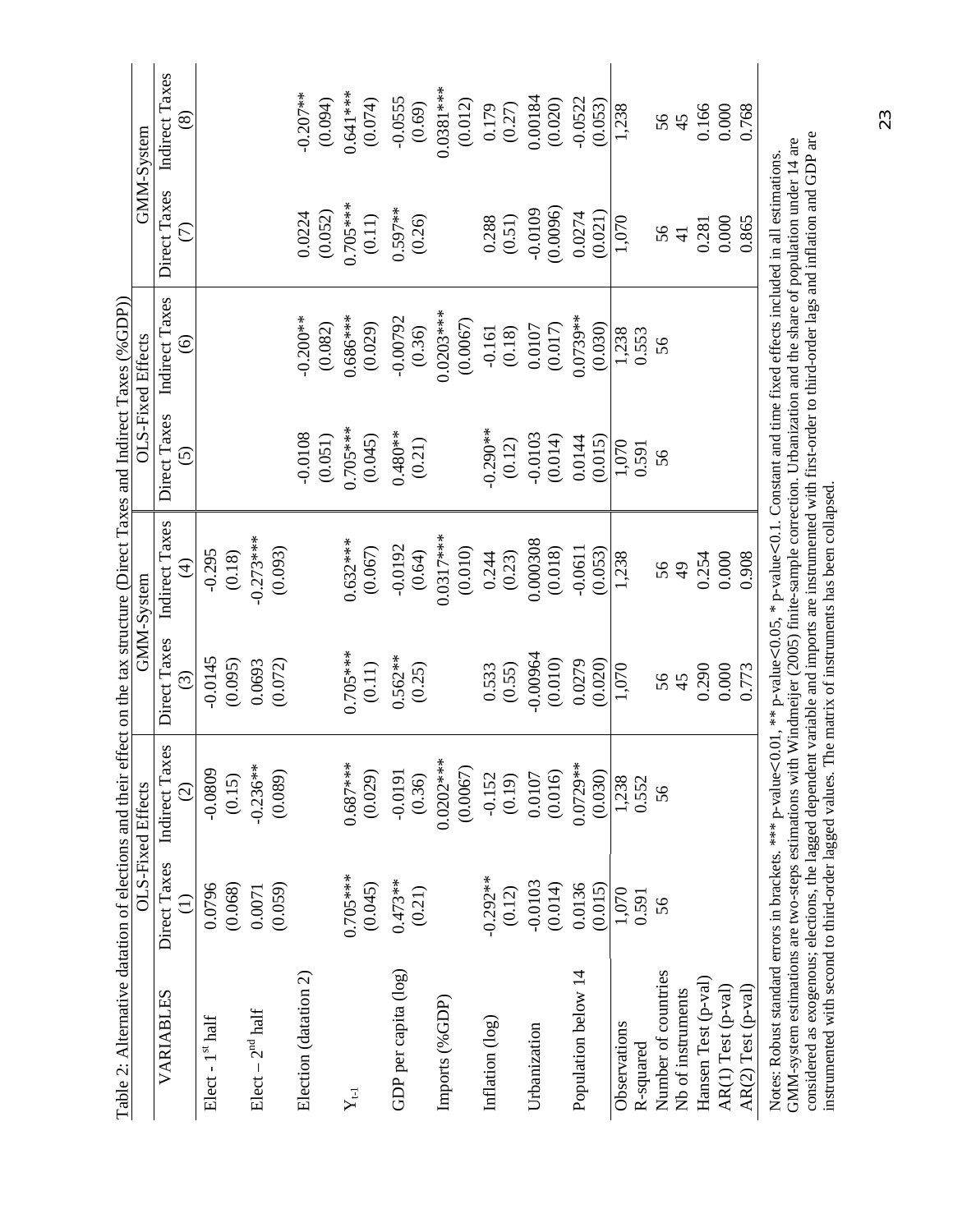Table 2: Alternative datation of elections and their effect on the tax structure (Direct Taxes and Indirect Taxes (%GDP))

| VARIABLES | OLS-Fixed Effects | | GMM-System | | OLS-Fixed Effects | | GMM-System | |
|---|---|---|---|---|---|---|---|---|
| | Direct Taxes | Indirect Taxes | Direct Taxes | Indirect Taxes | Direct Taxes | Indirect Taxes | Direct Taxes | Indirect Taxes |
| | (1) | (2) | (3) | (4) | (5) | (6) | (7) | (8) |
| Elect - 1[st] half | 0.0796 | -0.0809 | -0.0145 | -0.295 | | | | |
| | (0.068) | (0.15) | (0.095) | (0.18) | | | | |
| Elect – 2[nd] half | 0.0071 | -0.236** | 0.0693 | -0.273*** | | | | |
| | (0.059) | (0.089) | (0.072) | (0.093) | | | | |
| Election (datation 2) | | | | | -0.0108 | -0.200** | 0.0224 | -0.207** |
| | | | | | (0.051) | (0.082) | (0.052) | (0.094) |
| $Y_{t-1}$ | 0.705*** | 0.687*** | 0.705*** | 0.632*** | 0.705*** | 0.686*** | 0.705*** | 0.641*** |
| | (0.045) | (0.029) | (0.11) | (0.067) | (0.045) | (0.029) | (0.11) | (0.074) |
| GDP per capita (log) | 0.473** | -0.0191 | 0.562** | -0.0192 | 0.480** | -0.00792 | 0.597** | -0.0555 |
| | (0.21) | (0.36) | (0.25) | (0.64) | (0.21) | (0.36) | (0.26) | (0.69) |
| Imports (%GDP) | | 0.0202*** | | 0.0317*** | | 0.0203*** | | 0.0381*** |
| | | (0.0067) | | (0.010) | | (0.0067) | | (0.012) |
| Inflation (log) | -0.292** | -0.152 | 0.533 | 0.244 | -0.290** | -0.161 | 0.288 | 0.179 |
| | (0.12) | (0.19) | (0.55) | (0.23) | (0.12) | (0.18) | (0.51) | (0.27) |
| Urbanization | -0.0103 | 0.0107 | -0.00964 | 0.000308 | -0.0103 | 0.0107 | -0.0109 | 0.00184 |
| | (0.014) | (0.016) | (0.010) | (0.018) | (0.014) | (0.017) | (0.0096) | (0.020) |
| Population below 14 | 0.0136 | 0.0729** | 0.0279 | -0.0611 | 0.0144 | 0.0739** | 0.0274 | -0.0522 |
| | (0.015) | (0.030) | (0.020) | (0.053) | (0.015) | (0.030) | (0.021) | (0.053) |
| Observations | 1,070 | 1,238 | 1,070 | 1,238 | 1,070 | 1,238 | 1,070 | 1,238 |
| R-squared | 0.591 | 0.552 | | | 0.591 | 0.553 | | |
| Number of countries | 56 | 56 | 56 | 56 | 56 | 56 | 56 | 56 |
| Nb of instruments | | | 45 | 49 | | | 41 | 45 |
| Hansen Test (p-val) | | | 0.290 | 0.254 | | | 0.281 | 0.166 |
| AR(1) Test (p-val) | | | 0.000 | 0.000 | | | 0.000 | 0.000 |
| AR(2) Test (p-val) | | | 0.773 | 0.908 | | | 0.865 | 0.768 |

Notes: Robust standard errors in brackets. *** p-value<0.01, ** p-value<0.05, * p-value<0.1. Constant and time fixed effects included in all estimations. GMM-system estimations are two-steps estimations with Windmeijer (2005) finite-sample correction. Urbanization and the share of population under 14 are considered as exogenous; elections, the lagged dependent variable and imports are instrumented with first-order lags and inflation and GDP are instrumented with second to third-order lagged values. The matrix of instruments has been collapsed.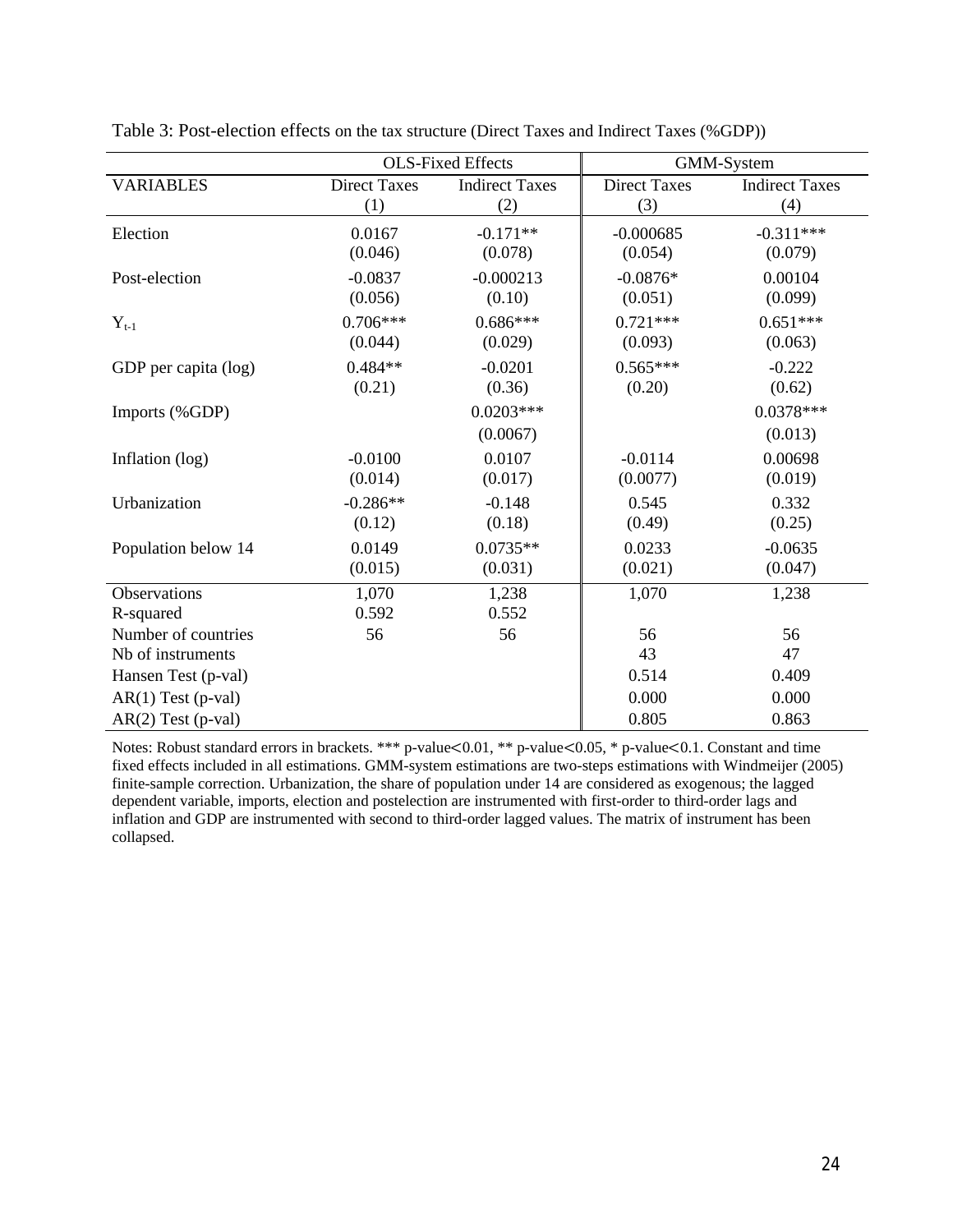Table 3: Post-election effects on the tax structure (Direct Taxes and Indirect Taxes (%GDP))

| | OLS-Fixed Effects | | GMM-System | |
|---|---|---|---|---|
| VARIABLES | Direct Taxes (1) | Indirect Taxes (2) | Direct Taxes (3) | Indirect Taxes (4) |
| Election | 0.0167 | -0.171** | -0.000685 | -0.311*** |
| | (0.046) | (0.078) | (0.054) | (0.079) |
| Post-election | -0.0837 | -0.000213 | -0.0876* | 0.00104 |
| | (0.056) | (0.10) | (0.051) | (0.099) |
| $Y_{t-1}$ | 0.706*** | 0.686*** | 0.721*** | 0.651*** |
| | (0.044) | (0.029) | (0.093) | (0.063) |
| GDP per capita (log) | 0.484** | -0.0201 | 0.565*** | -0.222 |
| | (0.21) | (0.36) | (0.20) | (0.62) |
| Imports (%GDP) | | 0.0203*** | | 0.0378*** |
| | | (0.0067) | | (0.013) |
| Inflation (log) | -0.0100 | 0.0107 | -0.0114 | 0.00698 |
| | (0.014) | (0.017) | (0.0077) | (0.019) |
| Urbanization | -0.286** | -0.148 | 0.545 | 0.332 |
| | (0.12) | (0.18) | (0.49) | (0.25) |
| Population below 14 | 0.0149 | 0.0735** | 0.0233 | -0.0635 |
| | (0.015) | (0.031) | (0.021) | (0.047) |
| Observations | 1,070 | 1,238 | 1,070 | 1,238 |
| R-squared | 0.592 | 0.552 | | |
| Number of countries | 56 | 56 | 56 | 56 |
| Nb of instruments | | | 43 | 47 |
| Hansen Test (p-val) | | | 0.514 | 0.409 |
| AR(1) Test (p-val) | | | 0.000 | 0.000 |
| AR(2) Test (p-val) | | | 0.805 | 0.863 |

Notes: Robust standard errors in brackets. *** p-value<0.01, ** p-value<0.05, * p-value<0.1. Constant and time fixed effects included in all estimations. GMM-system estimations are two-steps estimations with Windmeijer (2005) finite-sample correction. Urbanization, the share of population under 14 are considered as exogenous; the lagged dependent variable, imports, election and postelection are instrumented with first-order to third-order lags and inflation and GDP are instrumented with second to third-order lagged values. The matrix of instrument has been collapsed.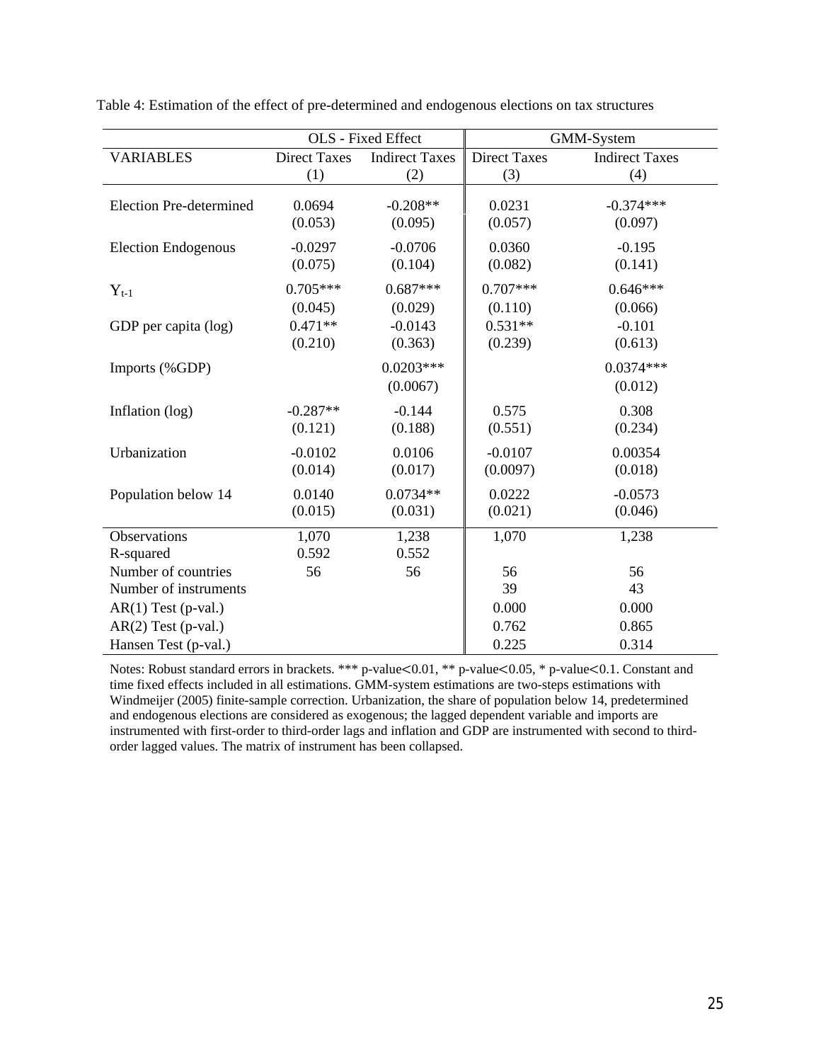Table 4: Estimation of the effect of pre-determined and endogenous elections on tax structures

| | OLS - Fixed Effect | | GMM-System | |
|---|---|---|---|---|
| VARIABLES | Direct Taxes | Indirect Taxes | Direct Taxes | Indirect Taxes |
| | (1) | (2) | (3) | (4) |
| Election Pre-determined | 0.0694 | -0.208** | 0.0231 | -0.374*** |
| | (0.053) | (0.095) | (0.057) | (0.097) |
| Election Endogenous | -0.0297 | -0.0706 | 0.0360 | -0.195 |
| | (0.075) | (0.104) | (0.082) | (0.141) |
| $Y_{t-1}$ | 0.705*** | 0.687*** | 0.707*** | 0.646*** |
| | (0.045) | (0.029) | (0.110) | (0.066) |
| GDP per capita (log) | 0.471** | -0.0143 | 0.531** | -0.101 |
| | (0.210) | (0.363) | (0.239) | (0.613) |
| Imports (%GDP) | | 0.0203*** | | 0.0374*** |
| | | (0.0067) | | (0.012) |
| Inflation (log) | -0.287** | -0.144 | 0.575 | 0.308 |
| | (0.121) | (0.188) | (0.551) | (0.234) |
| Urbanization | -0.0102 | 0.0106 | -0.0107 | 0.00354 |
| | (0.014) | (0.017) | (0.0097) | (0.018) |
| Population below 14 | 0.0140 | 0.0734** | 0.0222 | -0.0573 |
| | (0.015) | (0.031) | (0.021) | (0.046) |
| Observations | 1,070 | 1,238 | 1,070 | 1,238 |
| R-squared | 0.592 | 0.552 | | |
| Number of countries | 56 | 56 | 56 | 56 |
| Number of instruments | | | 39 | 43 |
| AR(1) Test (p-val.) | | | 0.000 | 0.000 |
| AR(2) Test (p-val.) | | | 0.762 | 0.865 |
| Hansen Test (p-val.) | | | 0.225 | 0.314 |

Notes: Robust standard errors in brackets. *** p-value<0.01, ** p-value<0.05, * p-value<0.1. Constant and time fixed effects included in all estimations. GMM-system estimations are two-steps estimations with Windmeijer (2005) finite-sample correction. Urbanization, the share of population below 14, predetermined and endogenous elections are considered as exogenous; the lagged dependent variable and imports are instrumented with first-order to third-order lags and inflation and GDP are instrumented with second to third-order lagged values. The matrix of instrument has been collapsed.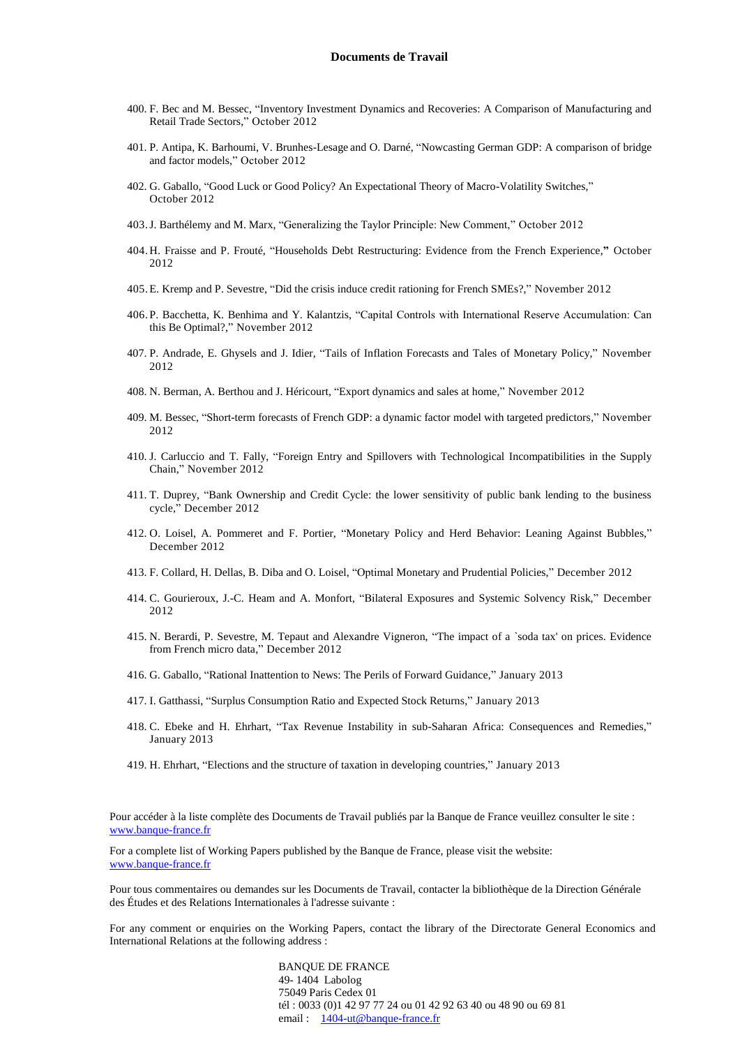## Documents de Travail

400. F. Bec and M. Bessec, "Inventory Investment Dynamics and Recoveries: A Comparison of Manufacturing and Retail Trade Sectors," October 2012

401. P. Antipa, K. Barhoumi, V. Brunhes-Lesage and O. Darné, "Nowcasting German GDP: A comparison of bridge and factor models," October 2012

402. G. Gaballo, "Good Luck or Good Policy? An Expectational Theory of Macro-Volatility Switches," October 2012

403. J. Barthélemy and M. Marx, "Generalizing the Taylor Principle: New Comment," October 2012

404. H. Fraisse and P. Frouté, "Households Debt Restructuring: Evidence from the French Experience," October 2012

405. E. Kremp and P. Sevestre, "Did the crisis induce credit rationing for French SMEs?," November 2012

406. P. Bacchetta, K. Benhima and Y. Kalantzis, "Capital Controls with International Reserve Accumulation: Can this Be Optimal?," November 2012

407. P. Andrade, E. Ghysels and J. Idier, "Tails of Inflation Forecasts and Tales of Monetary Policy," November 2012

408. N. Berman, A. Berthou and J. Héricourt, "Export dynamics and sales at home," November 2012

409. M. Bessec, "Short-term forecasts of French GDP: a dynamic factor model with targeted predictors," November 2012

410. J. Carluccio and T. Fally, "Foreign Entry and Spillovers with Technological Incompatibilities in the Supply Chain," November 2012

411. T. Duprey, "Bank Ownership and Credit Cycle: the lower sensitivity of public bank lending to the business cycle," December 2012

412. O. Loisel, A. Pommeret and F. Portier, "Monetary Policy and Herd Behavior: Leaning Against Bubbles," December 2012

413. F. Collard, H. Dellas, B. Diba and O. Loisel, "Optimal Monetary and Prudential Policies," December 2012

414. C. Gourieroux, J.-C. Heam and A. Monfort, "Bilateral Exposures and Systemic Solvency Risk," December 2012

415. N. Berardi, P. Sevestre, M. Tepaut and Alexandre Vigneron, "The impact of a `soda tax' on prices. Evidence from French micro data," December 2012

416. G. Gaballo, "Rational Inattention to News: The Perils of Forward Guidance," January 2013

417. I. Gatthassi, "Surplus Consumption Ratio and Expected Stock Returns," January 2013

418. C. Ebeke and H. Ehrhart, "Tax Revenue Instability in sub-Saharan Africa: Consequences and Remedies," January 2013

419. H. Ehrhart, "Elections and the structure of taxation in developing countries," January 2013

Pour accéder à la liste complète des Documents de Travail publiés par la Banque de France veuillez consulter le site : www.banque-france.fr

For a complete list of Working Papers published by the Banque de France, please visit the website: www.banque-france.fr

Pour tous commentaires ou demandes sur les Documents de Travail, contacter la bibliothèque de la Direction Générale des Études et des Relations Internationales à l'adresse suivante :

For any comment or enquiries on the Working Papers, contact the library of the Directorate General Economics and International Relations at the following address :

BANQUE DE FRANCE
49- 1404 Labolog
75049 Paris Cedex 01
tél : 0033 (0)1 42 97 77 24 ou 01 42 92 63 40 ou 48 90 ou 69 81
email : 1404-ut@banque-france.fr